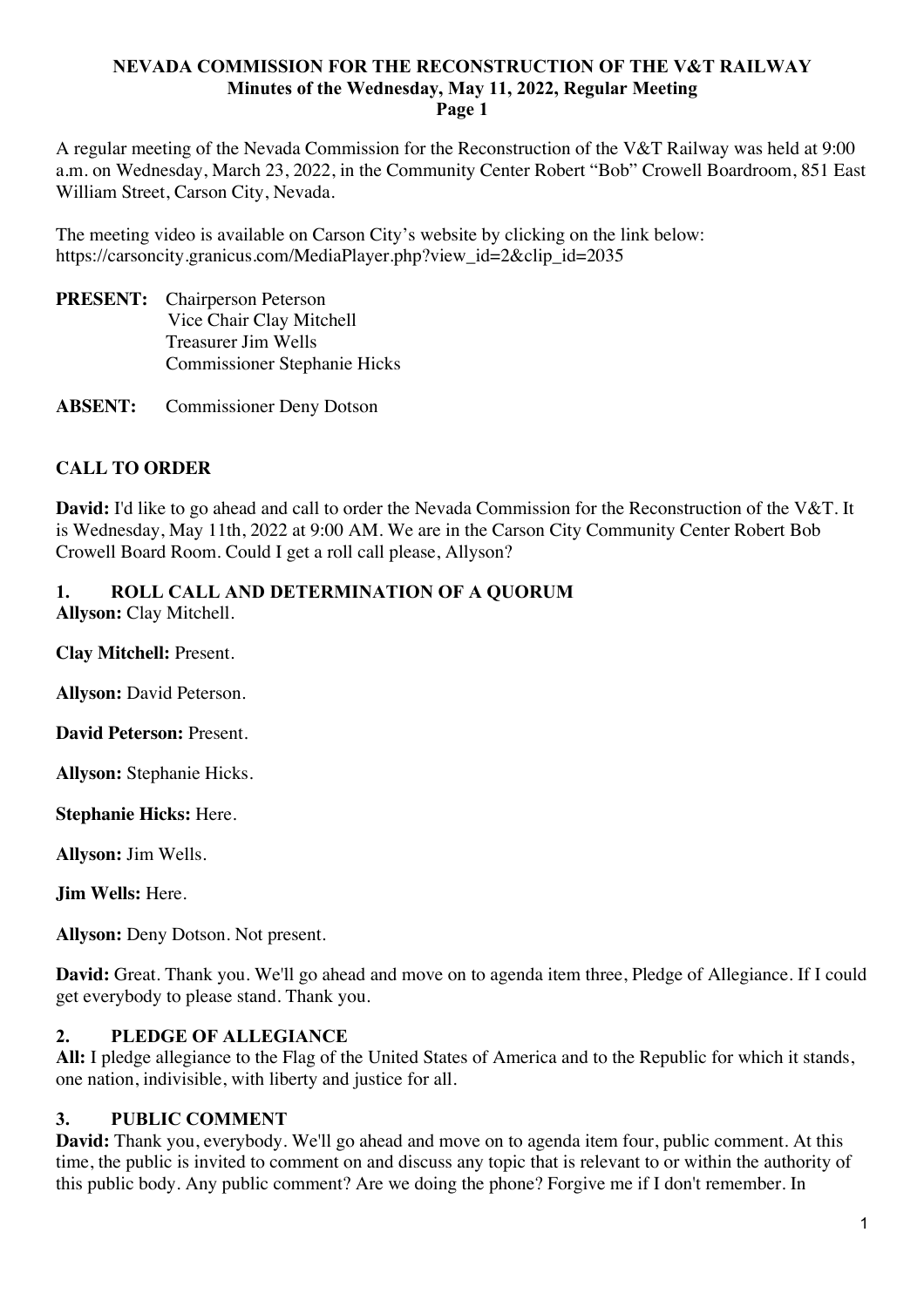**NEVADA COMMISSION FOR THE RECONSTRUCTION OF THE V&T RAILWAY**
**Minutes of the Wednesday, May 11, 2022, Regular Meeting**

A regular meeting of the Nevada Commission for the Reconstruction of the V&T Railway was held at 9:00 a.m. on Wednesday, March 23, 2022, in the Community Center Robert "Bob" Crowell Boardroom, 851 East William Street, Carson City, Nevada.

The meeting video is available on Carson City's website by clicking on the link below:
https://carsoncity.granicus.com/MediaPlayer.php?view_id=2&clip_id=2035

**PRESENT:** Chairperson Peterson
Vice Chair Clay Mitchell
Treasurer Jim Wells
Commissioner Stephanie Hicks

**ABSENT:** Commissioner Deny Dotson

## CALL TO ORDER

**David:** I'd like to go ahead and call to order the Nevada Commission for the Reconstruction of the V&T. It is Wednesday, May 11th, 2022 at 9:00 AM. We are in the Carson City Community Center Robert Bob Crowell Board Room. Could I get a roll call please, Allyson?

## 1. ROLL CALL AND DETERMINATION OF A QUORUM

**Allyson:** Clay Mitchell.

**Clay Mitchell:** Present.

**Allyson:** David Peterson.

**David Peterson:** Present.

**Allyson:** Stephanie Hicks.

**Stephanie Hicks:** Here.

**Allyson:** Jim Wells.

**Jim Wells:** Here.

**Allyson:** Deny Dotson. Not present.

**David:** Great. Thank you. We'll go ahead and move on to agenda item three, Pledge of Allegiance. If I could get everybody to please stand. Thank you.

## 2. PLEDGE OF ALLEGIANCE

**All:** I pledge allegiance to the Flag of the United States of America and to the Republic for which it stands, one nation, indivisible, with liberty and justice for all.

## 3. PUBLIC COMMENT

**David:** Thank you, everybody. We'll go ahead and move on to agenda item four, public comment. At this time, the public is invited to comment on and discuss any topic that is relevant to or within the authority of this public body. Any public comment? Are we doing the phone? Forgive me if I don't remember. In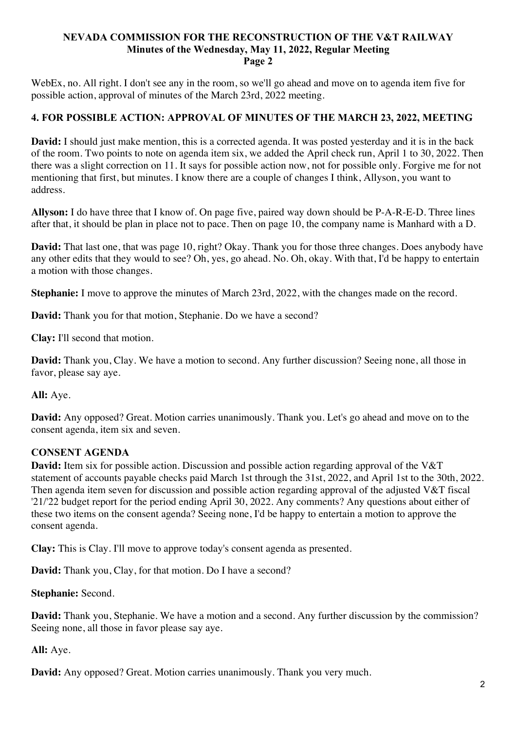WebEx, no. All right. I don't see any in the room, so we'll go ahead and move on to agenda item five for possible action, approval of minutes of the March 23rd, 2022 meeting.

### 4. FOR POSSIBLE ACTION: APPROVAL OF MINUTES OF THE MARCH 23, 2022, MEETING

**David:** I should just make mention, this is a corrected agenda. It was posted yesterday and it is in the back of the room. Two points to note on agenda item six, we added the April check run, April 1 to 30, 2022. Then there was a slight correction on 11. It says for possible action now, not for possible only. Forgive me for not mentioning that first, but minutes. I know there are a couple of changes I think, Allyson, you want to address.

**Allyson:** I do have three that I know of. On page five, paired way down should be P-A-R-E-D. Three lines after that, it should be plan in place not to pace. Then on page 10, the company name is Manhard with a D.

**David:** That last one, that was page 10, right? Okay. Thank you for those three changes. Does anybody have any other edits that they would to see? Oh, yes, go ahead. No. Oh, okay. With that, I'd be happy to entertain a motion with those changes.

**Stephanie:** I move to approve the minutes of March 23rd, 2022, with the changes made on the record.

**David:** Thank you for that motion, Stephanie. Do we have a second?

**Clay:** I'll second that motion.

**David:** Thank you, Clay. We have a motion to second. Any further discussion? Seeing none, all those in favor, please say aye.

**All:** Aye.

**David:** Any opposed? Great. Motion carries unanimously. Thank you. Let's go ahead and move on to the consent agenda, item six and seven.

### CONSENT AGENDA

**David:** Item six for possible action. Discussion and possible action regarding approval of the V&T statement of accounts payable checks paid March 1st through the 31st, 2022, and April 1st to the 30th, 2022. Then agenda item seven for discussion and possible action regarding approval of the adjusted V&T fiscal '21/'22 budget report for the period ending April 30, 2022. Any comments? Any questions about either of these two items on the consent agenda? Seeing none, I'd be happy to entertain a motion to approve the consent agenda.

**Clay:** This is Clay. I'll move to approve today's consent agenda as presented.

**David:** Thank you, Clay, for that motion. Do I have a second?

**Stephanie:** Second.

**David:** Thank you, Stephanie. We have a motion and a second. Any further discussion by the commission? Seeing none, all those in favor please say aye.

**All:** Aye.

**David:** Any opposed? Great. Motion carries unanimously. Thank you very much.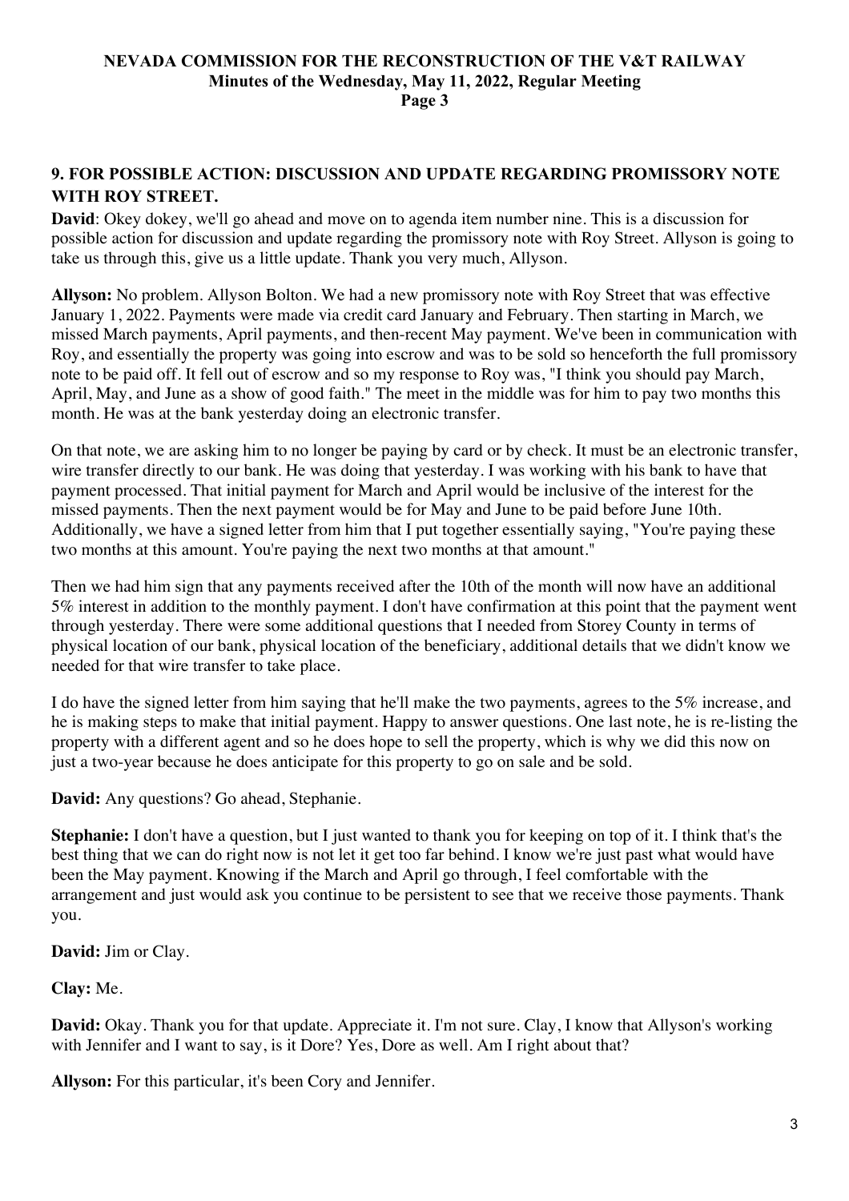## 9. FOR POSSIBLE ACTION: DISCUSSION AND UPDATE REGARDING PROMISSORY NOTE WITH ROY STREET.

**David**: Okey dokey, we'll go ahead and move on to agenda item number nine. This is a discussion for possible action for discussion and update regarding the promissory note with Roy Street. Allyson is going to take us through this, give us a little update. Thank you very much, Allyson.

**Allyson:** No problem. Allyson Bolton. We had a new promissory note with Roy Street that was effective January 1, 2022. Payments were made via credit card January and February. Then starting in March, we missed March payments, April payments, and then-recent May payment. We've been in communication with Roy, and essentially the property was going into escrow and was to be sold so henceforth the full promissory note to be paid off. It fell out of escrow and so my response to Roy was, "I think you should pay March, April, May, and June as a show of good faith." The meet in the middle was for him to pay two months this month. He was at the bank yesterday doing an electronic transfer.

On that note, we are asking him to no longer be paying by card or by check. It must be an electronic transfer, wire transfer directly to our bank. He was doing that yesterday. I was working with his bank to have that payment processed. That initial payment for March and April would be inclusive of the interest for the missed payments. Then the next payment would be for May and June to be paid before June 10th. Additionally, we have a signed letter from him that I put together essentially saying, "You're paying these two months at this amount. You're paying the next two months at that amount."

Then we had him sign that any payments received after the 10th of the month will now have an additional 5% interest in addition to the monthly payment. I don't have confirmation at this point that the payment went through yesterday. There were some additional questions that I needed from Storey County in terms of physical location of our bank, physical location of the beneficiary, additional details that we didn't know we needed for that wire transfer to take place.

I do have the signed letter from him saying that he'll make the two payments, agrees to the 5% increase, and he is making steps to make that initial payment. Happy to answer questions. One last note, he is re-listing the property with a different agent and so he does hope to sell the property, which is why we did this now on just a two-year because he does anticipate for this property to go on sale and be sold.

**David:** Any questions? Go ahead, Stephanie.

**Stephanie:** I don't have a question, but I just wanted to thank you for keeping on top of it. I think that's the best thing that we can do right now is not let it get too far behind. I know we're just past what would have been the May payment. Knowing if the March and April go through, I feel comfortable with the arrangement and just would ask you continue to be persistent to see that we receive those payments. Thank you.

**David:** Jim or Clay.

**Clay:** Me.

**David:** Okay. Thank you for that update. Appreciate it. I'm not sure. Clay, I know that Allyson's working with Jennifer and I want to say, is it Dore? Yes, Dore as well. Am I right about that?

**Allyson:** For this particular, it's been Cory and Jennifer.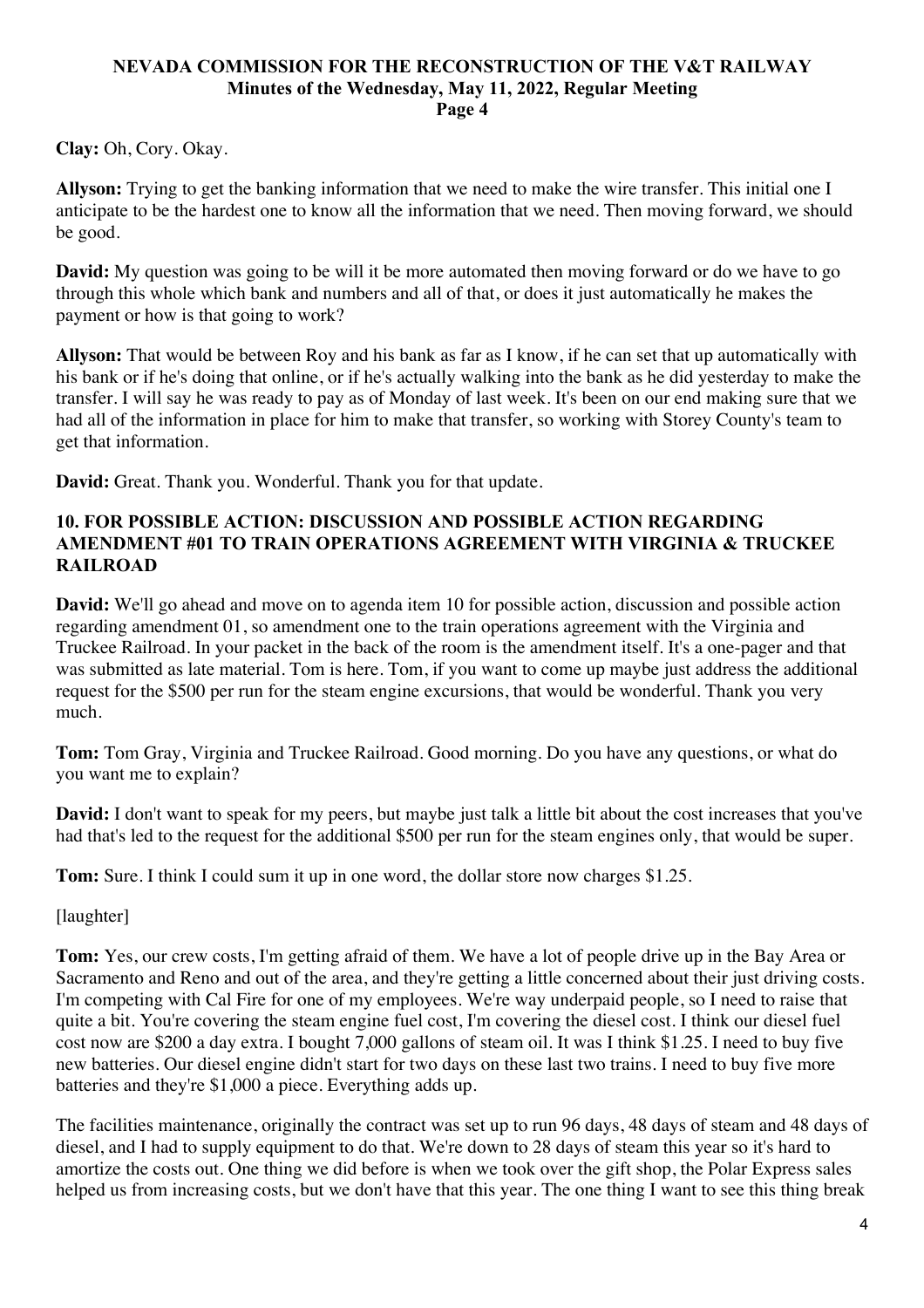**Clay:** Oh, Cory. Okay.

**Allyson:** Trying to get the banking information that we need to make the wire transfer. This initial one I anticipate to be the hardest one to know all the information that we need. Then moving forward, we should be good.

**David:** My question was going to be will it be more automated then moving forward or do we have to go through this whole which bank and numbers and all of that, or does it just automatically he makes the payment or how is that going to work?

**Allyson:** That would be between Roy and his bank as far as I know, if he can set that up automatically with his bank or if he's doing that online, or if he's actually walking into the bank as he did yesterday to make the transfer. I will say he was ready to pay as of Monday of last week. It's been on our end making sure that we had all of the information in place for him to make that transfer, so working with Storey County's team to get that information.

**David:** Great. Thank you. Wonderful. Thank you for that update.

### 10. FOR POSSIBLE ACTION: DISCUSSION AND POSSIBLE ACTION REGARDING AMENDMENT #01 TO TRAIN OPERATIONS AGREEMENT WITH VIRGINIA & TRUCKEE RAILROAD

**David:** We'll go ahead and move on to agenda item 10 for possible action, discussion and possible action regarding amendment 01, so amendment one to the train operations agreement with the Virginia and Truckee Railroad. In your packet in the back of the room is the amendment itself. It's a one-pager and that was submitted as late material. Tom is here. Tom, if you want to come up maybe just address the additional request for the $500 per run for the steam engine excursions, that would be wonderful. Thank you very much.

**Tom:** Tom Gray, Virginia and Truckee Railroad. Good morning. Do you have any questions, or what do you want me to explain?

**David:** I don't want to speak for my peers, but maybe just talk a little bit about the cost increases that you've had that's led to the request for the additional $500 per run for the steam engines only, that would be super.

**Tom:** Sure. I think I could sum it up in one word, the dollar store now charges $1.25.

[laughter]

**Tom:** Yes, our crew costs, I'm getting afraid of them. We have a lot of people drive up in the Bay Area or Sacramento and Reno and out of the area, and they're getting a little concerned about their just driving costs. I'm competing with Cal Fire for one of my employees. We're way underpaid people, so I need to raise that quite a bit. You're covering the steam engine fuel cost, I'm covering the diesel cost. I think our diesel fuel cost now are $200 a day extra. I bought 7,000 gallons of steam oil. It was I think $1.25. I need to buy five new batteries. Our diesel engine didn't start for two days on these last two trains. I need to buy five more batteries and they're $1,000 a piece. Everything adds up.

The facilities maintenance, originally the contract was set up to run 96 days, 48 days of steam and 48 days of diesel, and I had to supply equipment to do that. We're down to 28 days of steam this year so it's hard to amortize the costs out. One thing we did before is when we took over the gift shop, the Polar Express sales helped us from increasing costs, but we don't have that this year. The one thing I want to see this thing break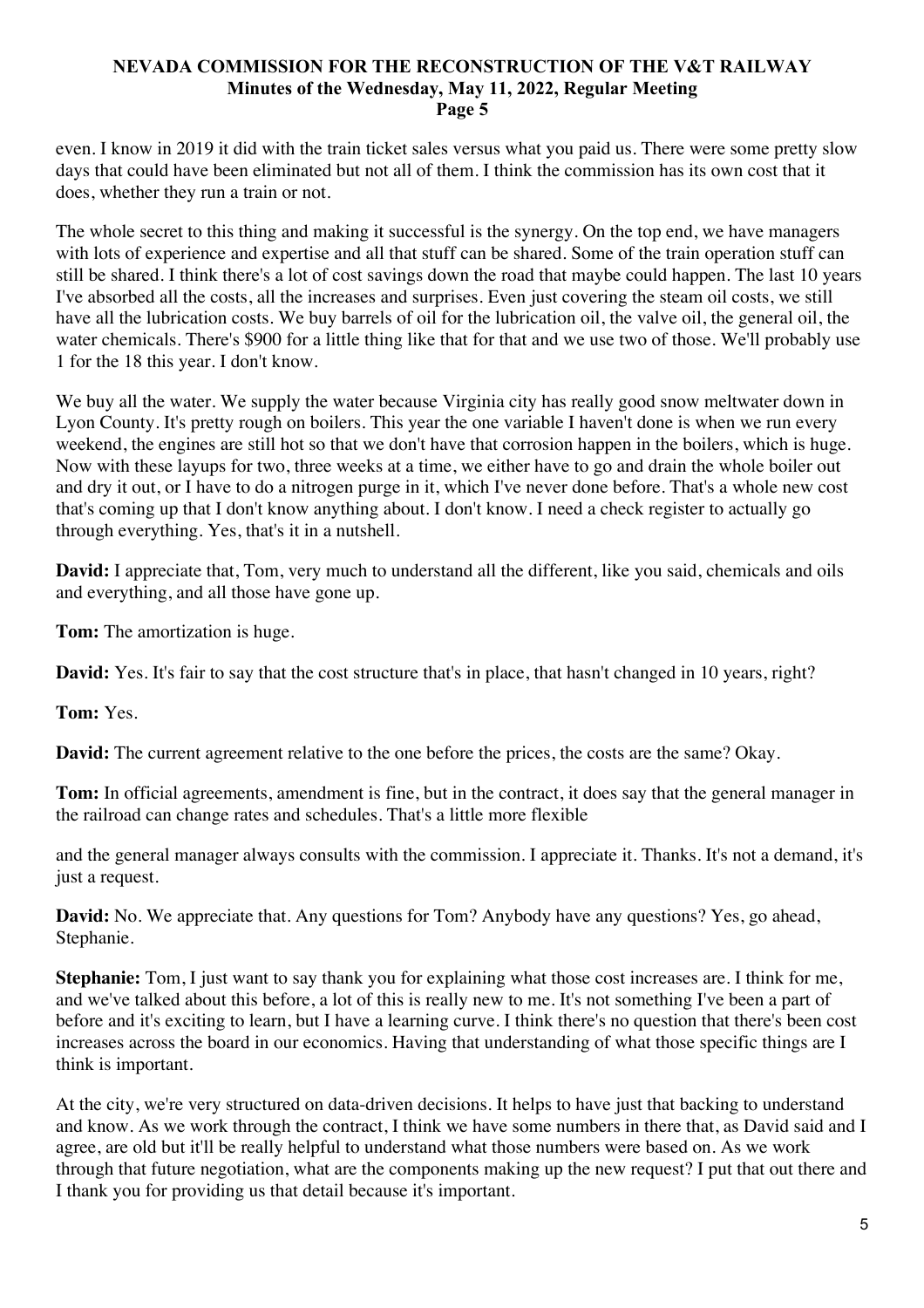even. I know in 2019 it did with the train ticket sales versus what you paid us. There were some pretty slow days that could have been eliminated but not all of them. I think the commission has its own cost that it does, whether they run a train or not.

The whole secret to this thing and making it successful is the synergy. On the top end, we have managers with lots of experience and expertise and all that stuff can be shared. Some of the train operation stuff can still be shared. I think there's a lot of cost savings down the road that maybe could happen. The last 10 years I've absorbed all the costs, all the increases and surprises. Even just covering the steam oil costs, we still have all the lubrication costs. We buy barrels of oil for the lubrication oil, the valve oil, the general oil, the water chemicals. There's $900 for a little thing like that for that and we use two of those. We'll probably use 1 for the 18 this year. I don't know.

We buy all the water. We supply the water because Virginia city has really good snow meltwater down in Lyon County. It's pretty rough on boilers. This year the one variable I haven't done is when we run every weekend, the engines are still hot so that we don't have that corrosion happen in the boilers, which is huge. Now with these layups for two, three weeks at a time, we either have to go and drain the whole boiler out and dry it out, or I have to do a nitrogen purge in it, which I've never done before. That's a whole new cost that's coming up that I don't know anything about. I don't know. I need a check register to actually go through everything. Yes, that's it in a nutshell.

**David:** I appreciate that, Tom, very much to understand all the different, like you said, chemicals and oils and everything, and all those have gone up.

**Tom:** The amortization is huge.

**David:** Yes. It's fair to say that the cost structure that's in place, that hasn't changed in 10 years, right?

**Tom:** Yes.

**David:** The current agreement relative to the one before the prices, the costs are the same? Okay.

**Tom:** In official agreements, amendment is fine, but in the contract, it does say that the general manager in the railroad can change rates and schedules. That's a little more flexible

and the general manager always consults with the commission. I appreciate it. Thanks. It's not a demand, it's just a request.

**David:** No. We appreciate that. Any questions for Tom? Anybody have any questions? Yes, go ahead, Stephanie.

**Stephanie:** Tom, I just want to say thank you for explaining what those cost increases are. I think for me, and we've talked about this before, a lot of this is really new to me. It's not something I've been a part of before and it's exciting to learn, but I have a learning curve. I think there's no question that there's been cost increases across the board in our economics. Having that understanding of what those specific things are I think is important.

At the city, we're very structured on data-driven decisions. It helps to have just that backing to understand and know. As we work through the contract, I think we have some numbers in there that, as David said and I agree, are old but it'll be really helpful to understand what those numbers were based on. As we work through that future negotiation, what are the components making up the new request? I put that out there and I thank you for providing us that detail because it's important.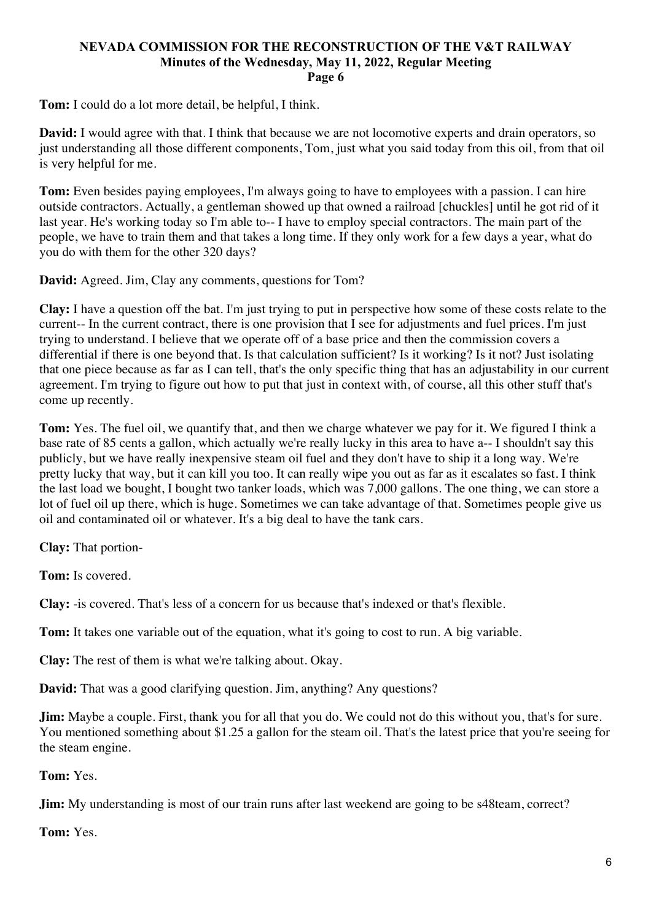**NEVADA COMMISSION FOR THE RECONSTRUCTION OF THE V&T RAILWAY**
**Minutes of the Wednesday, May 11, 2022, Regular Meeting**
**Page 6**

**Tom:** I could do a lot more detail, be helpful, I think.

**David:** I would agree with that. I think that because we are not locomotive experts and drain operators, so just understanding all those different components, Tom, just what you said today from this oil, from that oil is very helpful for me.

**Tom:** Even besides paying employees, I'm always going to have to employees with a passion. I can hire outside contractors. Actually, a gentleman showed up that owned a railroad [chuckles] until he got rid of it last year. He's working today so I'm able to-- I have to employ special contractors. The main part of the people, we have to train them and that takes a long time. If they only work for a few days a year, what do you do with them for the other 320 days?

**David:** Agreed. Jim, Clay any comments, questions for Tom?

**Clay:** I have a question off the bat. I'm just trying to put in perspective how some of these costs relate to the current-- In the current contract, there is one provision that I see for adjustments and fuel prices. I'm just trying to understand. I believe that we operate off of a base price and then the commission covers a differential if there is one beyond that. Is that calculation sufficient? Is it working? Is it not? Just isolating that one piece because as far as I can tell, that's the only specific thing that has an adjustability in our current agreement. I'm trying to figure out how to put that just in context with, of course, all this other stuff that's come up recently.

**Tom:** Yes. The fuel oil, we quantify that, and then we charge whatever we pay for it. We figured I think a base rate of 85 cents a gallon, which actually we're really lucky in this area to have a-- I shouldn't say this publicly, but we have really inexpensive steam oil fuel and they don't have to ship it a long way. We're pretty lucky that way, but it can kill you too. It can really wipe you out as far as it escalates so fast. I think the last load we bought, I bought two tanker loads, which was 7,000 gallons. The one thing, we can store a lot of fuel oil up there, which is huge. Sometimes we can take advantage of that. Sometimes people give us oil and contaminated oil or whatever. It's a big deal to have the tank cars.

**Clay:** That portion-

**Tom:** Is covered.

**Clay:** -is covered. That's less of a concern for us because that's indexed or that's flexible.

**Tom:** It takes one variable out of the equation, what it's going to cost to run. A big variable.

**Clay:** The rest of them is what we're talking about. Okay.

**David:** That was a good clarifying question. Jim, anything? Any questions?

**Jim:** Maybe a couple. First, thank you for all that you do. We could not do this without you, that's for sure. You mentioned something about $1.25 a gallon for the steam oil. That's the latest price that you're seeing for the steam engine.

**Tom:** Yes.

**Jim:** My understanding is most of our train runs after last weekend are going to be s48team, correct?

**Tom:** Yes.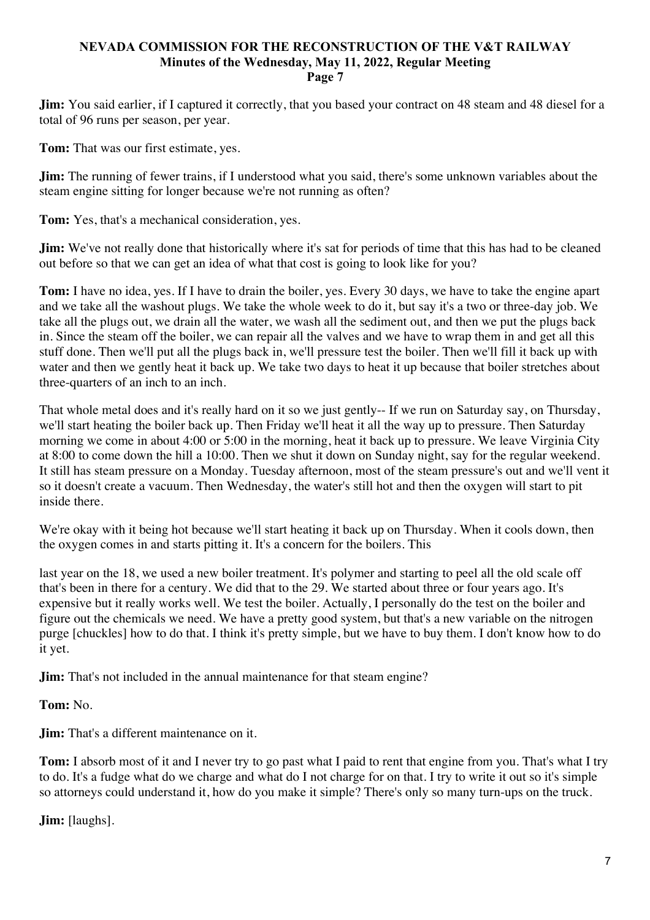**Jim:** You said earlier, if I captured it correctly, that you based your contract on 48 steam and 48 diesel for a total of 96 runs per season, per year.

**Tom:** That was our first estimate, yes.

**Jim:** The running of fewer trains, if I understood what you said, there's some unknown variables about the steam engine sitting for longer because we're not running as often?

**Tom:** Yes, that's a mechanical consideration, yes.

**Jim:** We've not really done that historically where it's sat for periods of time that this has had to be cleaned out before so that we can get an idea of what that cost is going to look like for you?

**Tom:** I have no idea, yes. If I have to drain the boiler, yes. Every 30 days, we have to take the engine apart and we take all the washout plugs. We take the whole week to do it, but say it's a two or three-day job. We take all the plugs out, we drain all the water, we wash all the sediment out, and then we put the plugs back in. Since the steam off the boiler, we can repair all the valves and we have to wrap them in and get all this stuff done. Then we'll put all the plugs back in, we'll pressure test the boiler. Then we'll fill it back up with water and then we gently heat it back up. We take two days to heat it up because that boiler stretches about three-quarters of an inch to an inch.

That whole metal does and it's really hard on it so we just gently-- If we run on Saturday say, on Thursday, we'll start heating the boiler back up. Then Friday we'll heat it all the way up to pressure. Then Saturday morning we come in about 4:00 or 5:00 in the morning, heat it back up to pressure. We leave Virginia City at 8:00 to come down the hill a 10:00. Then we shut it down on Sunday night, say for the regular weekend. It still has steam pressure on a Monday. Tuesday afternoon, most of the steam pressure's out and we'll vent it so it doesn't create a vacuum. Then Wednesday, the water's still hot and then the oxygen will start to pit inside there.

We're okay with it being hot because we'll start heating it back up on Thursday. When it cools down, then the oxygen comes in and starts pitting it. It's a concern for the boilers. This

last year on the 18, we used a new boiler treatment. It's polymer and starting to peel all the old scale off that's been in there for a century. We did that to the 29. We started about three or four years ago. It's expensive but it really works well. We test the boiler. Actually, I personally do the test on the boiler and figure out the chemicals we need. We have a pretty good system, but that's a new variable on the nitrogen purge [chuckles] how to do that. I think it's pretty simple, but we have to buy them. I don't know how to do it yet.

**Jim:** That's not included in the annual maintenance for that steam engine?

**Tom:** No.

**Jim:** That's a different maintenance on it.

**Tom:** I absorb most of it and I never try to go past what I paid to rent that engine from you. That's what I try to do. It's a fudge what do we charge and what do I not charge for on that. I try to write it out so it's simple so attorneys could understand it, how do you make it simple? There's only so many turn-ups on the truck.

**Jim:** [laughs].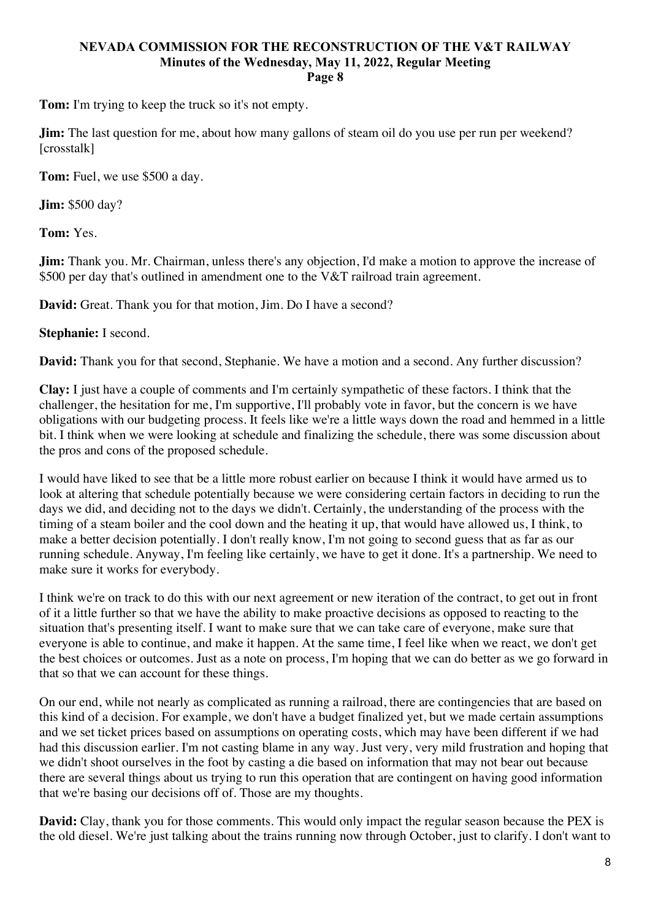**Tom:** I'm trying to keep the truck so it's not empty.

**Jim:** The last question for me, about how many gallons of steam oil do you use per run per weekend? [crosstalk]

**Tom:** Fuel, we use $500 a day.

**Jim:** $500 day?

**Tom:** Yes.

**Jim:** Thank you. Mr. Chairman, unless there's any objection, I'd make a motion to approve the increase of $500 per day that's outlined in amendment one to the V&T railroad train agreement.

**David:** Great. Thank you for that motion, Jim. Do I have a second?

**Stephanie:** I second.

**David:** Thank you for that second, Stephanie. We have a motion and a second. Any further discussion?

**Clay:** I just have a couple of comments and I'm certainly sympathetic of these factors. I think that the challenger, the hesitation for me, I'm supportive, I'll probably vote in favor, but the concern is we have obligations with our budgeting process. It feels like we're a little ways down the road and hemmed in a little bit. I think when we were looking at schedule and finalizing the schedule, there was some discussion about the pros and cons of the proposed schedule.

I would have liked to see that be a little more robust earlier on because I think it would have armed us to look at altering that schedule potentially because we were considering certain factors in deciding to run the days we did, and deciding not to the days we didn't. Certainly, the understanding of the process with the timing of a steam boiler and the cool down and the heating it up, that would have allowed us, I think, to make a better decision potentially. I don't really know, I'm not going to second guess that as far as our running schedule. Anyway, I'm feeling like certainly, we have to get it done. It's a partnership. We need to make sure it works for everybody.

I think we're on track to do this with our next agreement or new iteration of the contract, to get out in front of it a little further so that we have the ability to make proactive decisions as opposed to reacting to the situation that's presenting itself. I want to make sure that we can take care of everyone, make sure that everyone is able to continue, and make it happen. At the same time, I feel like when we react, we don't get the best choices or outcomes. Just as a note on process, I'm hoping that we can do better as we go forward in that so that we can account for these things.

On our end, while not nearly as complicated as running a railroad, there are contingencies that are based on this kind of a decision. For example, we don't have a budget finalized yet, but we made certain assumptions and we set ticket prices based on assumptions on operating costs, which may have been different if we had had this discussion earlier. I'm not casting blame in any way. Just very, very mild frustration and hoping that we didn't shoot ourselves in the foot by casting a die based on information that may not bear out because there are several things about us trying to run this operation that are contingent on having good information that we're basing our decisions off of. Those are my thoughts.

**David:** Clay, thank you for those comments. This would only impact the regular season because the PEX is the old diesel. We're just talking about the trains running now through October, just to clarify. I don't want to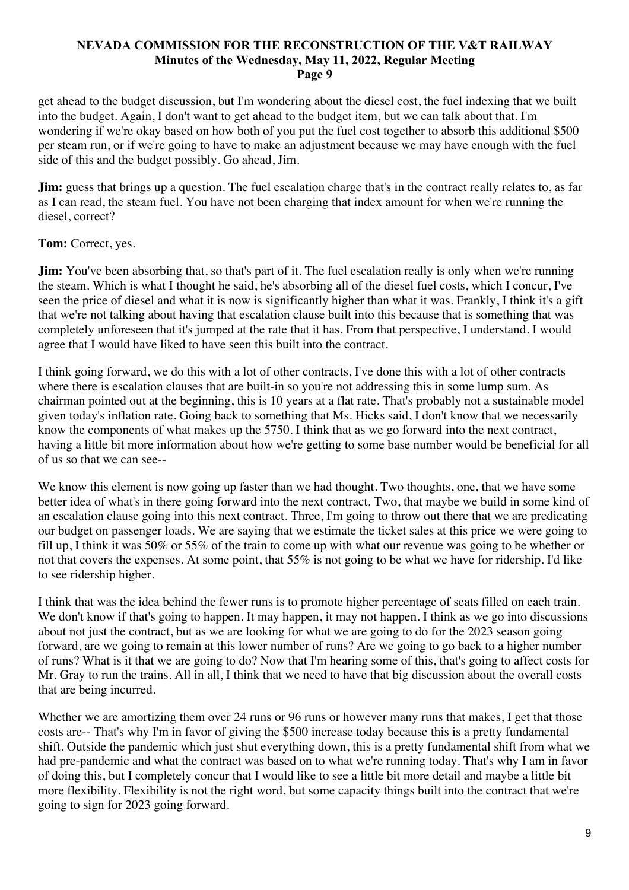get ahead to the budget discussion, but I'm wondering about the diesel cost, the fuel indexing that we built into the budget. Again, I don't want to get ahead to the budget item, but we can talk about that. I'm wondering if we're okay based on how both of you put the fuel cost together to absorb this additional $500 per steam run, or if we're going to have to make an adjustment because we may have enough with the fuel side of this and the budget possibly. Go ahead, Jim.

**Jim:** guess that brings up a question. The fuel escalation charge that's in the contract really relates to, as far as I can read, the steam fuel. You have not been charging that index amount for when we're running the diesel, correct?

**Tom:** Correct, yes.

**Jim:** You've been absorbing that, so that's part of it. The fuel escalation really is only when we're running the steam. Which is what I thought he said, he's absorbing all of the diesel fuel costs, which I concur, I've seen the price of diesel and what it is now is significantly higher than what it was. Frankly, I think it's a gift that we're not talking about having that escalation clause built into this because that is something that was completely unforeseen that it's jumped at the rate that it has. From that perspective, I understand. I would agree that I would have liked to have seen this built into the contract.

I think going forward, we do this with a lot of other contracts, I've done this with a lot of other contracts where there is escalation clauses that are built-in so you're not addressing this in some lump sum. As chairman pointed out at the beginning, this is 10 years at a flat rate. That's probably not a sustainable model given today's inflation rate. Going back to something that Ms. Hicks said, I don't know that we necessarily know the components of what makes up the 5750. I think that as we go forward into the next contract, having a little bit more information about how we're getting to some base number would be beneficial for all of us so that we can see--

We know this element is now going up faster than we had thought. Two thoughts, one, that we have some better idea of what's in there going forward into the next contract. Two, that maybe we build in some kind of an escalation clause going into this next contract. Three, I'm going to throw out there that we are predicating our budget on passenger loads. We are saying that we estimate the ticket sales at this price we were going to fill up, I think it was 50% or 55% of the train to come up with what our revenue was going to be whether or not that covers the expenses. At some point, that 55% is not going to be what we have for ridership. I'd like to see ridership higher.

I think that was the idea behind the fewer runs is to promote higher percentage of seats filled on each train. We don't know if that's going to happen. It may happen, it may not happen. I think as we go into discussions about not just the contract, but as we are looking for what we are going to do for the 2023 season going forward, are we going to remain at this lower number of runs? Are we going to go back to a higher number of runs? What is it that we are going to do? Now that I'm hearing some of this, that's going to affect costs for Mr. Gray to run the trains. All in all, I think that we need to have that big discussion about the overall costs that are being incurred.

Whether we are amortizing them over 24 runs or 96 runs or however many runs that makes, I get that those costs are-- That's why I'm in favor of giving the $500 increase today because this is a pretty fundamental shift. Outside the pandemic which just shut everything down, this is a pretty fundamental shift from what we had pre-pandemic and what the contract was based on to what we're running today. That's why I am in favor of doing this, but I completely concur that I would like to see a little bit more detail and maybe a little bit more flexibility. Flexibility is not the right word, but some capacity things built into the contract that we're going to sign for 2023 going forward.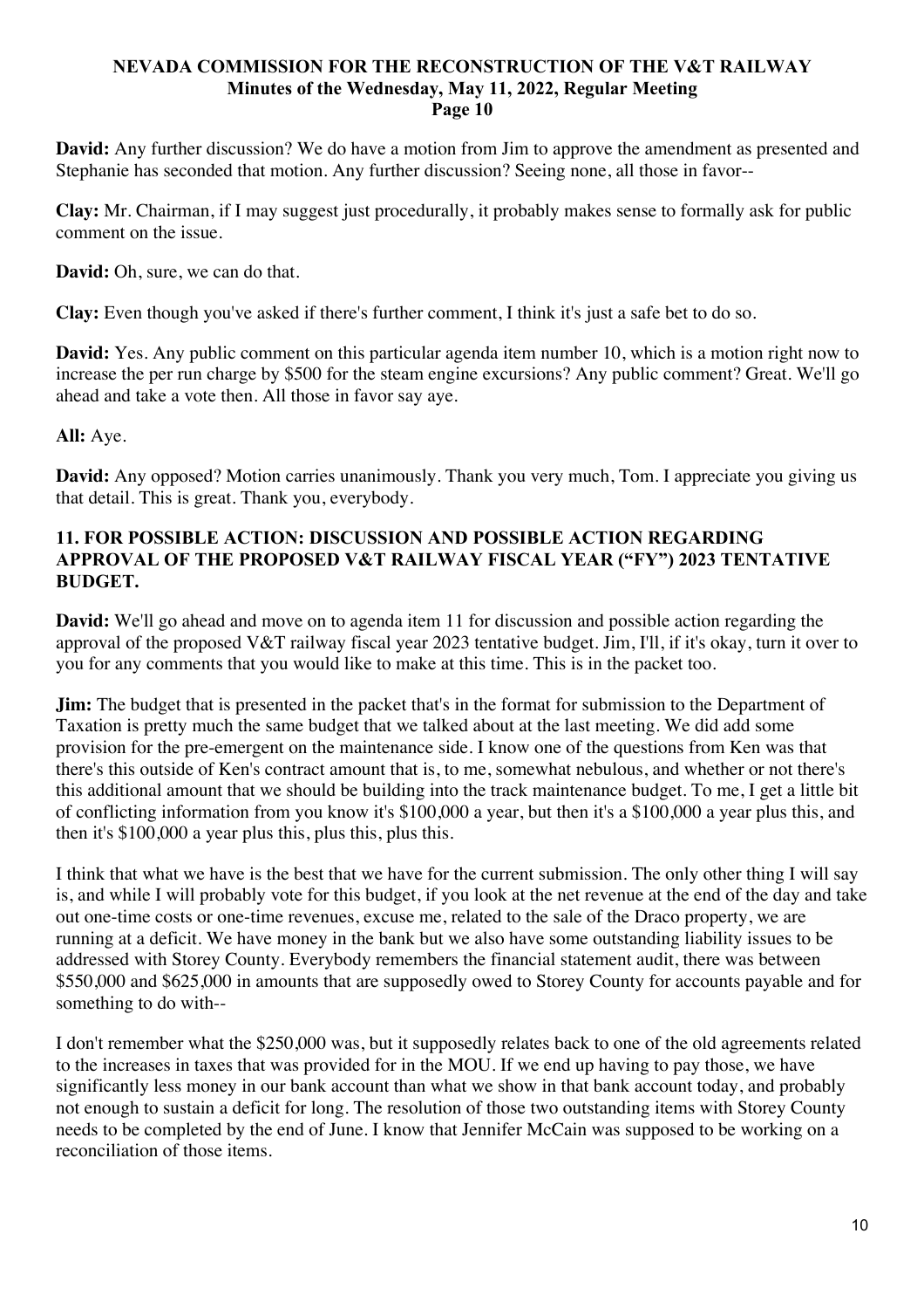**David:** Any further discussion? We do have a motion from Jim to approve the amendment as presented and Stephanie has seconded that motion. Any further discussion? Seeing none, all those in favor--

**Clay:** Mr. Chairman, if I may suggest just procedurally, it probably makes sense to formally ask for public comment on the issue.

**David:** Oh, sure, we can do that.

**Clay:** Even though you've asked if there's further comment, I think it's just a safe bet to do so.

**David:** Yes. Any public comment on this particular agenda item number 10, which is a motion right now to increase the per run charge by $500 for the steam engine excursions? Any public comment? Great. We'll go ahead and take a vote then. All those in favor say aye.

**All:** Aye.

**David:** Any opposed? Motion carries unanimously. Thank you very much, Tom. I appreciate you giving us that detail. This is great. Thank you, everybody.

### 11. FOR POSSIBLE ACTION: DISCUSSION AND POSSIBLE ACTION REGARDING APPROVAL OF THE PROPOSED V&T RAILWAY FISCAL YEAR ("FY") 2023 TENTATIVE BUDGET.

**David:** We'll go ahead and move on to agenda item 11 for discussion and possible action regarding the approval of the proposed V&T railway fiscal year 2023 tentative budget. Jim, I'll, if it's okay, turn it over to you for any comments that you would like to make at this time. This is in the packet too.

**Jim:** The budget that is presented in the packet that's in the format for submission to the Department of Taxation is pretty much the same budget that we talked about at the last meeting. We did add some provision for the pre-emergent on the maintenance side. I know one of the questions from Ken was that there's this outside of Ken's contract amount that is, to me, somewhat nebulous, and whether or not there's this additional amount that we should be building into the track maintenance budget. To me, I get a little bit of conflicting information from you know it's $100,000 a year, but then it's a $100,000 a year plus this, and then it's $100,000 a year plus this, plus this, plus this.

I think that what we have is the best that we have for the current submission. The only other thing I will say is, and while I will probably vote for this budget, if you look at the net revenue at the end of the day and take out one-time costs or one-time revenues, excuse me, related to the sale of the Draco property, we are running at a deficit. We have money in the bank but we also have some outstanding liability issues to be addressed with Storey County. Everybody remembers the financial statement audit, there was between $550,000 and $625,000 in amounts that are supposedly owed to Storey County for accounts payable and for something to do with--

I don't remember what the $250,000 was, but it supposedly relates back to one of the old agreements related to the increases in taxes that was provided for in the MOU. If we end up having to pay those, we have significantly less money in our bank account than what we show in that bank account today, and probably not enough to sustain a deficit for long. The resolution of those two outstanding items with Storey County needs to be completed by the end of June. I know that Jennifer McCain was supposed to be working on a reconciliation of those items.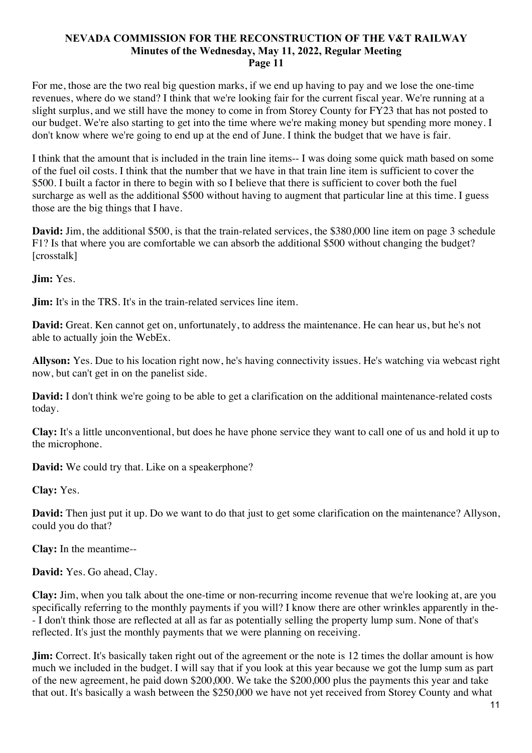For me, those are the two real big question marks, if we end up having to pay and we lose the one-time revenues, where do we stand? I think that we're looking fair for the current fiscal year. We're running at a slight surplus, and we still have the money to come in from Storey County for FY23 that has not posted to our budget. We're also starting to get into the time where we're making money but spending more money. I don't know where we're going to end up at the end of June. I think the budget that we have is fair.

I think that the amount that is included in the train line items-- I was doing some quick math based on some of the fuel oil costs. I think that the number that we have in that train line item is sufficient to cover the $500. I built a factor in there to begin with so I believe that there is sufficient to cover both the fuel surcharge as well as the additional $500 without having to augment that particular line at this time. I guess those are the big things that I have.

**David:** Jim, the additional $500, is that the train-related services, the $380,000 line item on page 3 schedule F1? Is that where you are comfortable we can absorb the additional $500 without changing the budget? [crosstalk]

**Jim:** Yes.

**Jim:** It's in the TRS. It's in the train-related services line item.

**David:** Great. Ken cannot get on, unfortunately, to address the maintenance. He can hear us, but he's not able to actually join the WebEx.

**Allyson:** Yes. Due to his location right now, he's having connectivity issues. He's watching via webcast right now, but can't get in on the panelist side.

**David:** I don't think we're going to be able to get a clarification on the additional maintenance-related costs today.

**Clay:** It's a little unconventional, but does he have phone service they want to call one of us and hold it up to the microphone.

**David:** We could try that. Like on a speakerphone?

**Clay:** Yes.

**David:** Then just put it up. Do we want to do that just to get some clarification on the maintenance? Allyson, could you do that?

**Clay:** In the meantime--

**David:** Yes. Go ahead, Clay.

**Clay:** Jim, when you talk about the one-time or non-recurring income revenue that we're looking at, are you specifically referring to the monthly payments if you will? I know there are other wrinkles apparently in the-- I don't think those are reflected at all as far as potentially selling the property lump sum. None of that's reflected. It's just the monthly payments that we were planning on receiving.

**Jim:** Correct. It's basically taken right out of the agreement or the note is 12 times the dollar amount is how much we included in the budget. I will say that if you look at this year because we got the lump sum as part of the new agreement, he paid down $200,000. We take the $200,000 plus the payments this year and take that out. It's basically a wash between the $250,000 we have not yet received from Storey County and what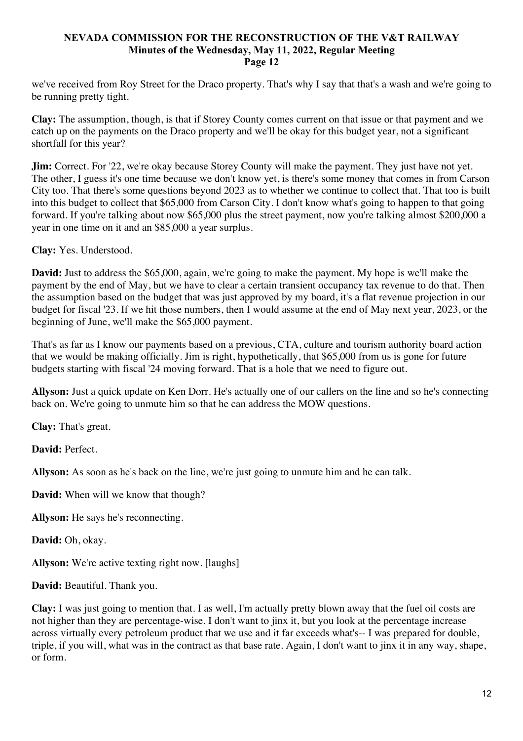we've received from Roy Street for the Draco property. That's why I say that that's a wash and we're going to be running pretty tight.

**Clay:** The assumption, though, is that if Storey County comes current on that issue or that payment and we catch up on the payments on the Draco property and we'll be okay for this budget year, not a significant shortfall for this year?

**Jim:** Correct. For '22, we're okay because Storey County will make the payment. They just have not yet. The other, I guess it's one time because we don't know yet, is there's some money that comes in from Carson City too. That there's some questions beyond 2023 as to whether we continue to collect that. That too is built into this budget to collect that $65,000 from Carson City. I don't know what's going to happen to that going forward. If you're talking about now $65,000 plus the street payment, now you're talking almost $200,000 a year in one time on it and an $85,000 a year surplus.

**Clay:** Yes. Understood.

**David:** Just to address the $65,000, again, we're going to make the payment. My hope is we'll make the payment by the end of May, but we have to clear a certain transient occupancy tax revenue to do that. Then the assumption based on the budget that was just approved by my board, it's a flat revenue projection in our budget for fiscal '23. If we hit those numbers, then I would assume at the end of May next year, 2023, or the beginning of June, we'll make the $65,000 payment.

That's as far as I know our payments based on a previous, CTA, culture and tourism authority board action that we would be making officially. Jim is right, hypothetically, that $65,000 from us is gone for future budgets starting with fiscal '24 moving forward. That is a hole that we need to figure out.

**Allyson:** Just a quick update on Ken Dorr. He's actually one of our callers on the line and so he's connecting back on. We're going to unmute him so that he can address the MOW questions.

**Clay:** That's great.

**David:** Perfect.

**Allyson:** As soon as he's back on the line, we're just going to unmute him and he can talk.

**David:** When will we know that though?

**Allyson:** He says he's reconnecting.

**David:** Oh, okay.

**Allyson:** We're active texting right now. [laughs]

**David:** Beautiful. Thank you.

**Clay:** I was just going to mention that. I as well, I'm actually pretty blown away that the fuel oil costs are not higher than they are percentage-wise. I don't want to jinx it, but you look at the percentage increase across virtually every petroleum product that we use and it far exceeds what's-- I was prepared for double, triple, if you will, what was in the contract as that base rate. Again, I don't want to jinx it in any way, shape, or form.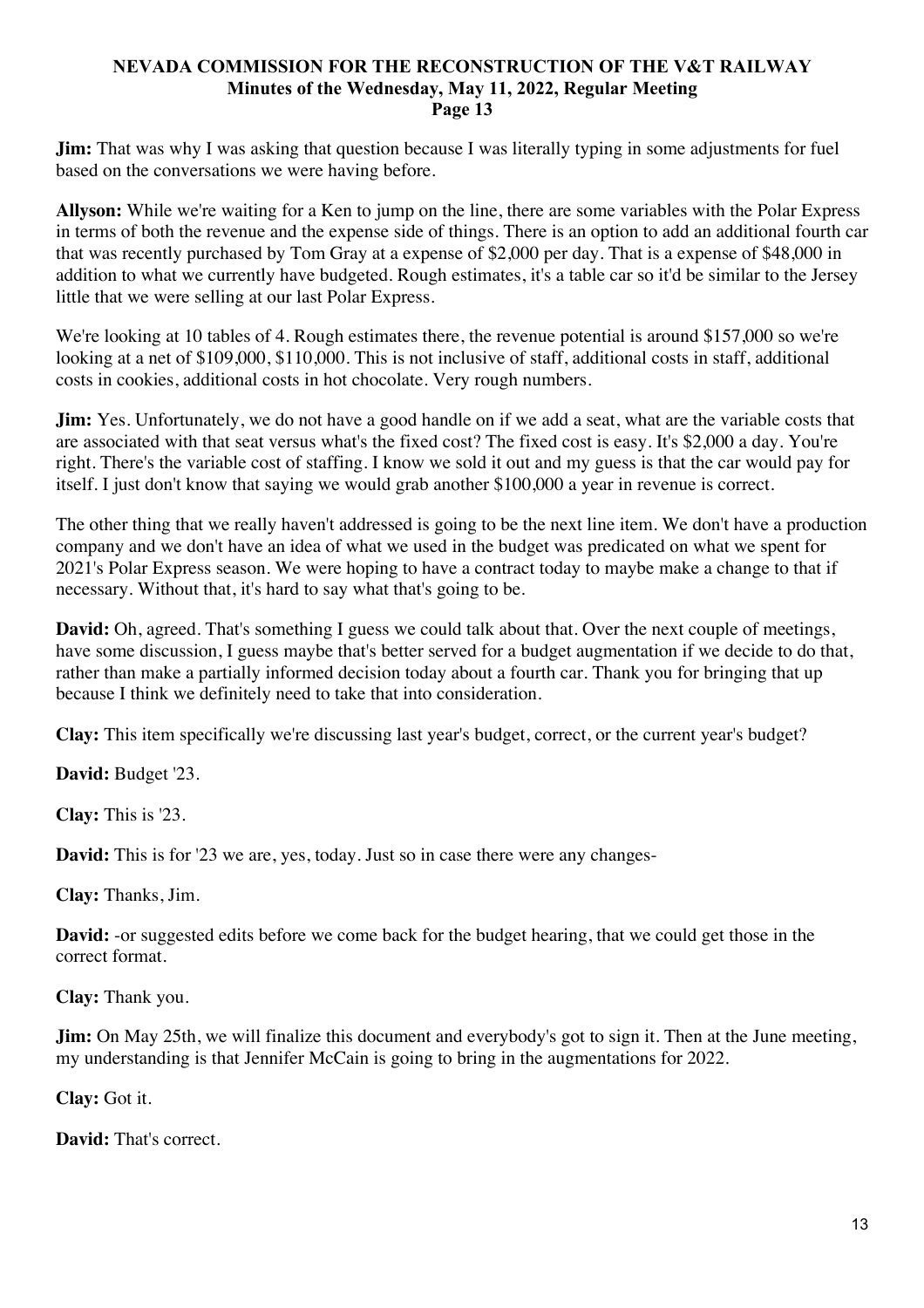**Jim:** That was why I was asking that question because I was literally typing in some adjustments for fuel based on the conversations we were having before.

**Allyson:** While we're waiting for a Ken to jump on the line, there are some variables with the Polar Express in terms of both the revenue and the expense side of things. There is an option to add an additional fourth car that was recently purchased by Tom Gray at a expense of $2,000 per day. That is a expense of $48,000 in addition to what we currently have budgeted. Rough estimates, it's a table car so it'd be similar to the Jersey little that we were selling at our last Polar Express.

We're looking at 10 tables of 4. Rough estimates there, the revenue potential is around $157,000 so we're looking at a net of $109,000, $110,000. This is not inclusive of staff, additional costs in staff, additional costs in cookies, additional costs in hot chocolate. Very rough numbers.

**Jim:** Yes. Unfortunately, we do not have a good handle on if we add a seat, what are the variable costs that are associated with that seat versus what's the fixed cost? The fixed cost is easy. It's $2,000 a day. You're right. There's the variable cost of staffing. I know we sold it out and my guess is that the car would pay for itself. I just don't know that saying we would grab another $100,000 a year in revenue is correct.

The other thing that we really haven't addressed is going to be the next line item. We don't have a production company and we don't have an idea of what we used in the budget was predicated on what we spent for 2021's Polar Express season. We were hoping to have a contract today to maybe make a change to that if necessary. Without that, it's hard to say what that's going to be.

**David:** Oh, agreed. That's something I guess we could talk about that. Over the next couple of meetings, have some discussion, I guess maybe that's better served for a budget augmentation if we decide to do that, rather than make a partially informed decision today about a fourth car. Thank you for bringing that up because I think we definitely need to take that into consideration.

**Clay:** This item specifically we're discussing last year's budget, correct, or the current year's budget?

**David:** Budget '23.

**Clay:** This is '23.

**David:** This is for '23 we are, yes, today. Just so in case there were any changes-

**Clay:** Thanks, Jim.

**David:** -or suggested edits before we come back for the budget hearing, that we could get those in the correct format.

**Clay:** Thank you.

**Jim:** On May 25th, we will finalize this document and everybody's got to sign it. Then at the June meeting, my understanding is that Jennifer McCain is going to bring in the augmentations for 2022.

**Clay:** Got it.

**David:** That's correct.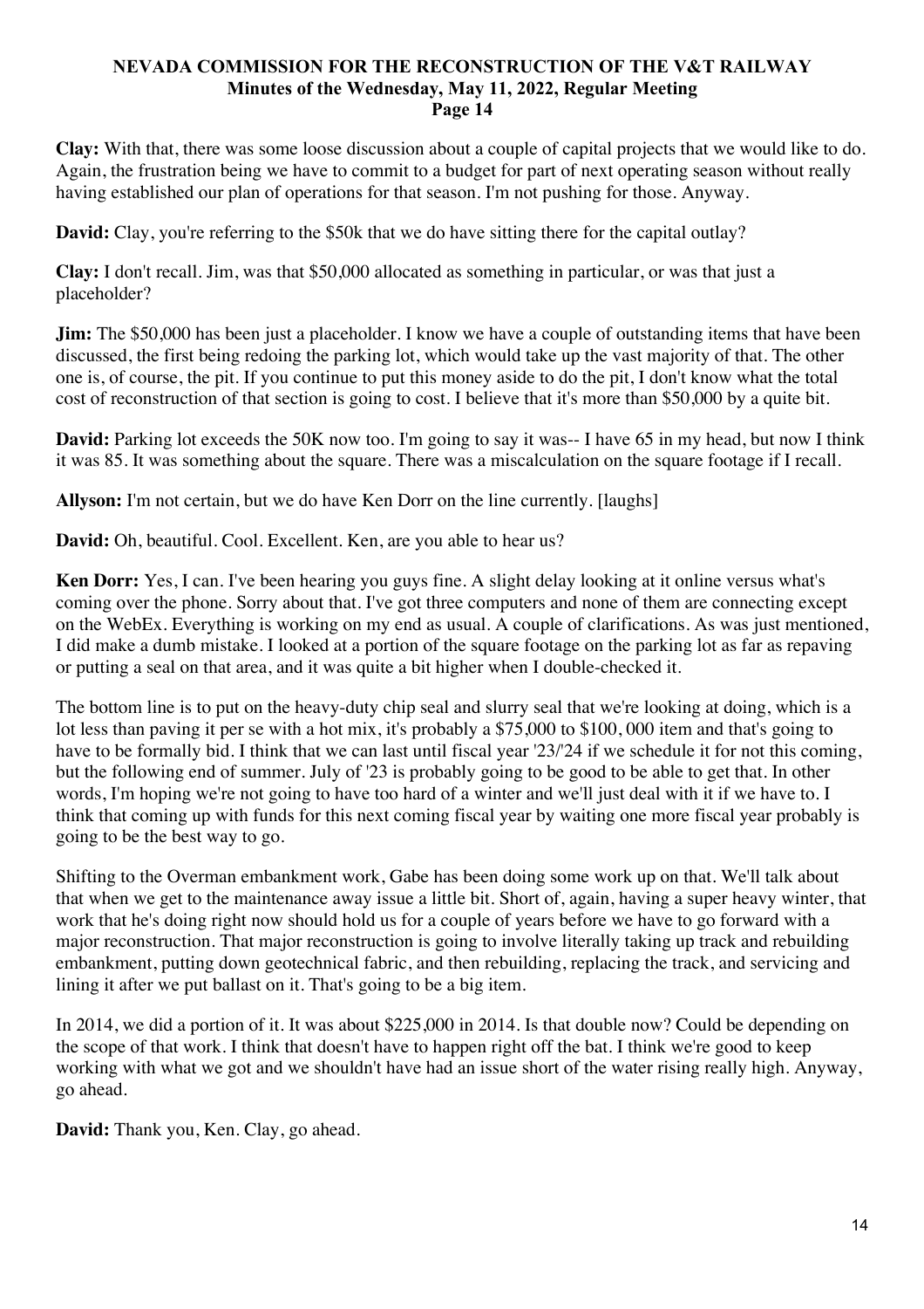**Clay:** With that, there was some loose discussion about a couple of capital projects that we would like to do. Again, the frustration being we have to commit to a budget for part of next operating season without really having established our plan of operations for that season. I'm not pushing for those. Anyway.

**David:** Clay, you're referring to the $50k that we do have sitting there for the capital outlay?

**Clay:** I don't recall. Jim, was that $50,000 allocated as something in particular, or was that just a placeholder?

**Jim:** The $50,000 has been just a placeholder. I know we have a couple of outstanding items that have been discussed, the first being redoing the parking lot, which would take up the vast majority of that. The other one is, of course, the pit. If you continue to put this money aside to do the pit, I don't know what the total cost of reconstruction of that section is going to cost. I believe that it's more than $50,000 by a quite bit.

**David:** Parking lot exceeds the 50K now too. I'm going to say it was-- I have 65 in my head, but now I think it was 85. It was something about the square. There was a miscalculation on the square footage if I recall.

**Allyson:** I'm not certain, but we do have Ken Dorr on the line currently. [laughs]

**David:** Oh, beautiful. Cool. Excellent. Ken, are you able to hear us?

**Ken Dorr:** Yes, I can. I've been hearing you guys fine. A slight delay looking at it online versus what's coming over the phone. Sorry about that. I've got three computers and none of them are connecting except on the WebEx. Everything is working on my end as usual. A couple of clarifications. As was just mentioned, I did make a dumb mistake. I looked at a portion of the square footage on the parking lot as far as repaving or putting a seal on that area, and it was quite a bit higher when I double-checked it.

The bottom line is to put on the heavy-duty chip seal and slurry seal that we're looking at doing, which is a lot less than paving it per se with a hot mix, it's probably a $75,000 to $100, 000 item and that's going to have to be formally bid. I think that we can last until fiscal year '23/'24 if we schedule it for not this coming, but the following end of summer. July of '23 is probably going to be good to be able to get that. In other words, I'm hoping we're not going to have too hard of a winter and we'll just deal with it if we have to. I think that coming up with funds for this next coming fiscal year by waiting one more fiscal year probably is going to be the best way to go.

Shifting to the Overman embankment work, Gabe has been doing some work up on that. We'll talk about that when we get to the maintenance away issue a little bit. Short of, again, having a super heavy winter, that work that he's doing right now should hold us for a couple of years before we have to go forward with a major reconstruction. That major reconstruction is going to involve literally taking up track and rebuilding embankment, putting down geotechnical fabric, and then rebuilding, replacing the track, and servicing and lining it after we put ballast on it. That's going to be a big item.

In 2014, we did a portion of it. It was about $225,000 in 2014. Is that double now? Could be depending on the scope of that work. I think that doesn't have to happen right off the bat. I think we're good to keep working with what we got and we shouldn't have had an issue short of the water rising really high. Anyway, go ahead.

**David:** Thank you, Ken. Clay, go ahead.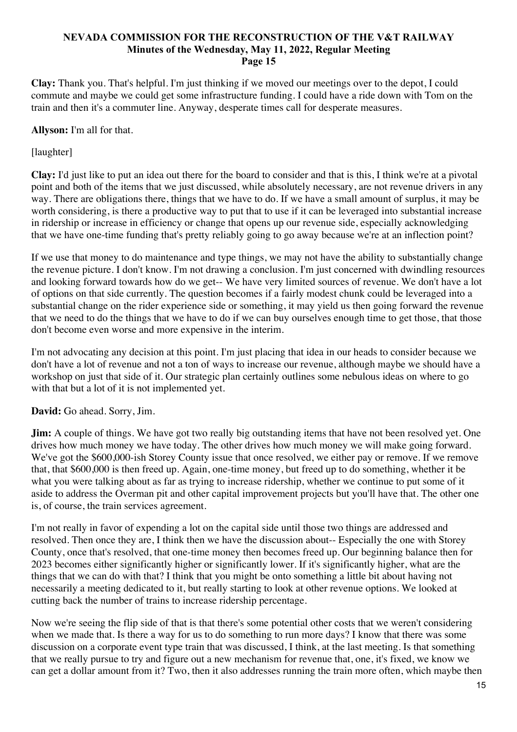**Clay:** Thank you. That's helpful. I'm just thinking if we moved our meetings over to the depot, I could commute and maybe we could get some infrastructure funding. I could have a ride down with Tom on the train and then it's a commuter line. Anyway, desperate times call for desperate measures.

**Allyson:** I'm all for that.

[laughter]

**Clay:** I'd just like to put an idea out there for the board to consider and that is this, I think we're at a pivotal point and both of the items that we just discussed, while absolutely necessary, are not revenue drivers in any way. There are obligations there, things that we have to do. If we have a small amount of surplus, it may be worth considering, is there a productive way to put that to use if it can be leveraged into substantial increase in ridership or increase in efficiency or change that opens up our revenue side, especially acknowledging that we have one-time funding that's pretty reliably going to go away because we're at an inflection point?

If we use that money to do maintenance and type things, we may not have the ability to substantially change the revenue picture. I don't know. I'm not drawing a conclusion. I'm just concerned with dwindling resources and looking forward towards how do we get-- We have very limited sources of revenue. We don't have a lot of options on that side currently. The question becomes if a fairly modest chunk could be leveraged into a substantial change on the rider experience side or something, it may yield us then going forward the revenue that we need to do the things that we have to do if we can buy ourselves enough time to get those, that those don't become even worse and more expensive in the interim.

I'm not advocating any decision at this point. I'm just placing that idea in our heads to consider because we don't have a lot of revenue and not a ton of ways to increase our revenue, although maybe we should have a workshop on just that side of it. Our strategic plan certainly outlines some nebulous ideas on where to go with that but a lot of it is not implemented yet.

**David:** Go ahead. Sorry, Jim.

**Jim:** A couple of things. We have got two really big outstanding items that have not been resolved yet. One drives how much money we have today. The other drives how much money we will make going forward. We've got the $600,000-ish Storey County issue that once resolved, we either pay or remove. If we remove that, that $600,000 is then freed up. Again, one-time money, but freed up to do something, whether it be what you were talking about as far as trying to increase ridership, whether we continue to put some of it aside to address the Overman pit and other capital improvement projects but you'll have that. The other one is, of course, the train services agreement.

I'm not really in favor of expending a lot on the capital side until those two things are addressed and resolved. Then once they are, I think then we have the discussion about-- Especially the one with Storey County, once that's resolved, that one-time money then becomes freed up. Our beginning balance then for 2023 becomes either significantly higher or significantly lower. If it's significantly higher, what are the things that we can do with that? I think that you might be onto something a little bit about having not necessarily a meeting dedicated to it, but really starting to look at other revenue options. We looked at cutting back the number of trains to increase ridership percentage.

Now we're seeing the flip side of that is that there's some potential other costs that we weren't considering when we made that. Is there a way for us to do something to run more days? I know that there was some discussion on a corporate event type train that was discussed, I think, at the last meeting. Is that something that we really pursue to try and figure out a new mechanism for revenue that, one, it's fixed, we know we can get a dollar amount from it? Two, then it also addresses running the train more often, which maybe then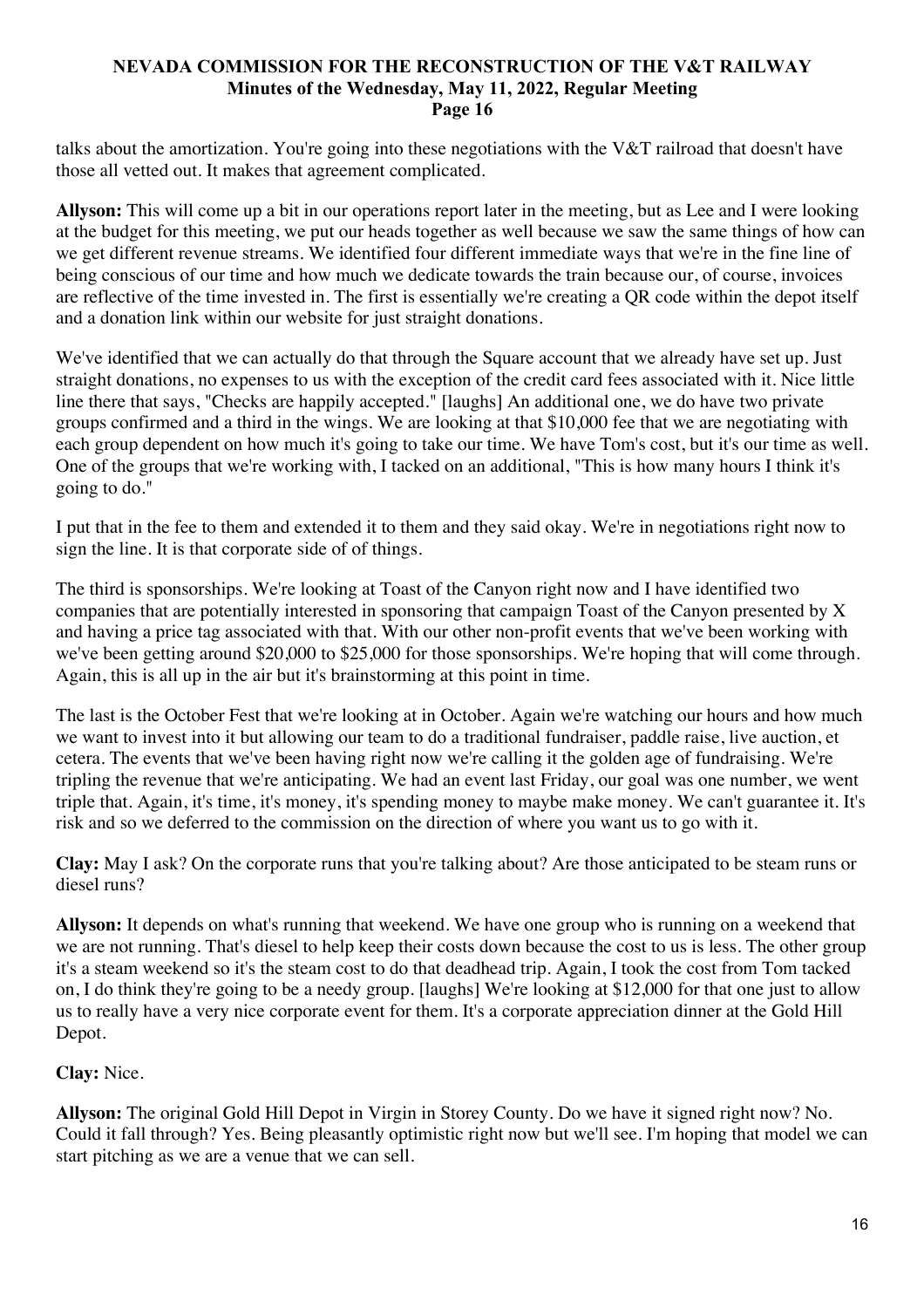talks about the amortization. You're going into these negotiations with the V&T railroad that doesn't have those all vetted out. It makes that agreement complicated.

**Allyson:** This will come up a bit in our operations report later in the meeting, but as Lee and I were looking at the budget for this meeting, we put our heads together as well because we saw the same things of how can we get different revenue streams. We identified four different immediate ways that we're in the fine line of being conscious of our time and how much we dedicate towards the train because our, of course, invoices are reflective of the time invested in. The first is essentially we're creating a QR code within the depot itself and a donation link within our website for just straight donations.

We've identified that we can actually do that through the Square account that we already have set up. Just straight donations, no expenses to us with the exception of the credit card fees associated with it. Nice little line there that says, "Checks are happily accepted." [laughs] An additional one, we do have two private groups confirmed and a third in the wings. We are looking at that $10,000 fee that we are negotiating with each group dependent on how much it's going to take our time. We have Tom's cost, but it's our time as well. One of the groups that we're working with, I tacked on an additional, "This is how many hours I think it's going to do."

I put that in the fee to them and extended it to them and they said okay. We're in negotiations right now to sign the line. It is that corporate side of of things.

The third is sponsorships. We're looking at Toast of the Canyon right now and I have identified two companies that are potentially interested in sponsoring that campaign Toast of the Canyon presented by X and having a price tag associated with that. With our other non-profit events that we've been working with we've been getting around $20,000 to $25,000 for those sponsorships. We're hoping that will come through. Again, this is all up in the air but it's brainstorming at this point in time.

The last is the October Fest that we're looking at in October. Again we're watching our hours and how much we want to invest into it but allowing our team to do a traditional fundraiser, paddle raise, live auction, et cetera. The events that we've been having right now we're calling it the golden age of fundraising. We're tripling the revenue that we're anticipating. We had an event last Friday, our goal was one number, we went triple that. Again, it's time, it's money, it's spending money to maybe make money. We can't guarantee it. It's risk and so we deferred to the commission on the direction of where you want us to go with it.

**Clay:** May I ask? On the corporate runs that you're talking about? Are those anticipated to be steam runs or diesel runs?

**Allyson:** It depends on what's running that weekend. We have one group who is running on a weekend that we are not running. That's diesel to help keep their costs down because the cost to us is less. The other group it's a steam weekend so it's the steam cost to do that deadhead trip. Again, I took the cost from Tom tacked on, I do think they're going to be a needy group. [laughs] We're looking at $12,000 for that one just to allow us to really have a very nice corporate event for them. It's a corporate appreciation dinner at the Gold Hill Depot.

**Clay:** Nice.

**Allyson:** The original Gold Hill Depot in Virgin in Storey County. Do we have it signed right now? No. Could it fall through? Yes. Being pleasantly optimistic right now but we'll see. I'm hoping that model we can start pitching as we are a venue that we can sell.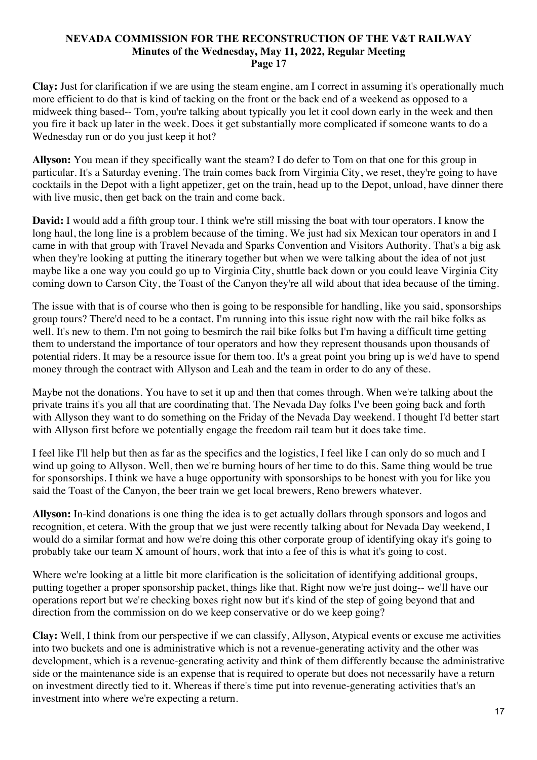**Clay:** Just for clarification if we are using the steam engine, am I correct in assuming it's operationally much more efficient to do that is kind of tacking on the front or the back end of a weekend as opposed to a midweek thing based-- Tom, you're talking about typically you let it cool down early in the week and then you fire it back up later in the week. Does it get substantially more complicated if someone wants to do a Wednesday run or do you just keep it hot?

**Allyson:** You mean if they specifically want the steam? I do defer to Tom on that one for this group in particular. It's a Saturday evening. The train comes back from Virginia City, we reset, they're going to have cocktails in the Depot with a light appetizer, get on the train, head up to the Depot, unload, have dinner there with live music, then get back on the train and come back.

**David:** I would add a fifth group tour. I think we're still missing the boat with tour operators. I know the long haul, the long line is a problem because of the timing. We just had six Mexican tour operators in and I came in with that group with Travel Nevada and Sparks Convention and Visitors Authority. That's a big ask when they're looking at putting the itinerary together but when we were talking about the idea of not just maybe like a one way you could go up to Virginia City, shuttle back down or you could leave Virginia City coming down to Carson City, the Toast of the Canyon they're all wild about that idea because of the timing.

The issue with that is of course who then is going to be responsible for handling, like you said, sponsorships group tours? There'd need to be a contact. I'm running into this issue right now with the rail bike folks as well. It's new to them. I'm not going to besmirch the rail bike folks but I'm having a difficult time getting them to understand the importance of tour operators and how they represent thousands upon thousands of potential riders. It may be a resource issue for them too. It's a great point you bring up is we'd have to spend money through the contract with Allyson and Leah and the team in order to do any of these.

Maybe not the donations. You have to set it up and then that comes through. When we're talking about the private trains it's you all that are coordinating that. The Nevada Day folks I've been going back and forth with Allyson they want to do something on the Friday of the Nevada Day weekend. I thought I'd better start with Allyson first before we potentially engage the freedom rail team but it does take time.

I feel like I'll help but then as far as the specifics and the logistics, I feel like I can only do so much and I wind up going to Allyson. Well, then we're burning hours of her time to do this. Same thing would be true for sponsorships. I think we have a huge opportunity with sponsorships to be honest with you for like you said the Toast of the Canyon, the beer train we get local brewers, Reno brewers whatever.

**Allyson:** In-kind donations is one thing the idea is to get actually dollars through sponsors and logos and recognition, et cetera. With the group that we just were recently talking about for Nevada Day weekend, I would do a similar format and how we're doing this other corporate group of identifying okay it's going to probably take our team X amount of hours, work that into a fee of this is what it's going to cost.

Where we're looking at a little bit more clarification is the solicitation of identifying additional groups, putting together a proper sponsorship packet, things like that. Right now we're just doing-- we'll have our operations report but we're checking boxes right now but it's kind of the step of going beyond that and direction from the commission on do we keep conservative or do we keep going?

**Clay:** Well, I think from our perspective if we can classify, Allyson, Atypical events or excuse me activities into two buckets and one is administrative which is not a revenue-generating activity and the other was development, which is a revenue-generating activity and think of them differently because the administrative side or the maintenance side is an expense that is required to operate but does not necessarily have a return on investment directly tied to it. Whereas if there's time put into revenue-generating activities that's an investment into where we're expecting a return.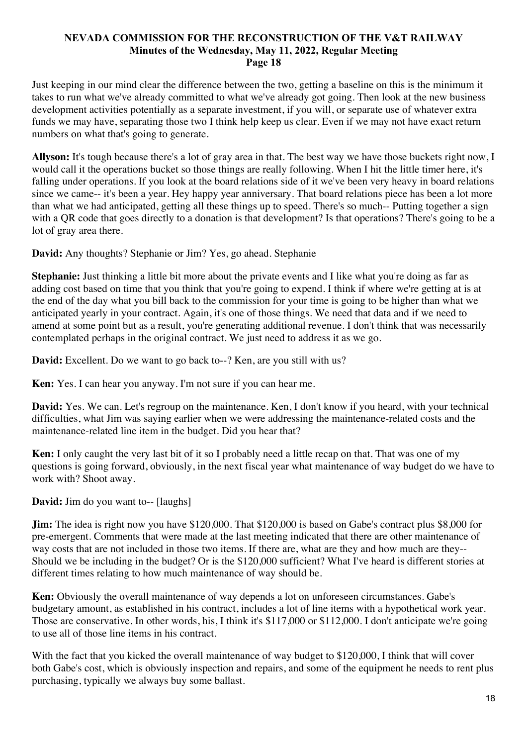Just keeping in our mind clear the difference between the two, getting a baseline on this is the minimum it takes to run what we've already committed to what we've already got going. Then look at the new business development activities potentially as a separate investment, if you will, or separate use of whatever extra funds we may have, separating those two I think help keep us clear. Even if we may not have exact return numbers on what that's going to generate.

**Allyson:** It's tough because there's a lot of gray area in that. The best way we have those buckets right now, I would call it the operations bucket so those things are really following. When I hit the little timer here, it's falling under operations. If you look at the board relations side of it we've been very heavy in board relations since we came-- it's been a year. Hey happy year anniversary. That board relations piece has been a lot more than what we had anticipated, getting all these things up to speed. There's so much-- Putting together a sign with a QR code that goes directly to a donation is that development? Is that operations? There's going to be a lot of gray area there.

**David:** Any thoughts? Stephanie or Jim? Yes, go ahead. Stephanie

**Stephanie:** Just thinking a little bit more about the private events and I like what you're doing as far as adding cost based on time that you think that you're going to expend. I think if where we're getting at is at the end of the day what you bill back to the commission for your time is going to be higher than what we anticipated yearly in your contract. Again, it's one of those things. We need that data and if we need to amend at some point but as a result, you're generating additional revenue. I don't think that was necessarily contemplated perhaps in the original contract. We just need to address it as we go.

**David:** Excellent. Do we want to go back to--? Ken, are you still with us?

**Ken:** Yes. I can hear you anyway. I'm not sure if you can hear me.

**David:** Yes. We can. Let's regroup on the maintenance. Ken, I don't know if you heard, with your technical difficulties, what Jim was saying earlier when we were addressing the maintenance-related costs and the maintenance-related line item in the budget. Did you hear that?

**Ken:** I only caught the very last bit of it so I probably need a little recap on that. That was one of my questions is going forward, obviously, in the next fiscal year what maintenance of way budget do we have to work with? Shoot away.

**David:** Jim do you want to-- [laughs]

**Jim:** The idea is right now you have $120,000. That $120,000 is based on Gabe's contract plus $8,000 for pre-emergent. Comments that were made at the last meeting indicated that there are other maintenance of way costs that are not included in those two items. If there are, what are they and how much are they-- Should we be including in the budget? Or is the $120,000 sufficient? What I've heard is different stories at different times relating to how much maintenance of way should be.

**Ken:** Obviously the overall maintenance of way depends a lot on unforeseen circumstances. Gabe's budgetary amount, as established in his contract, includes a lot of line items with a hypothetical work year. Those are conservative. In other words, his, I think it's $117,000 or $112,000. I don't anticipate we're going to use all of those line items in his contract.

With the fact that you kicked the overall maintenance of way budget to $120,000, I think that will cover both Gabe's cost, which is obviously inspection and repairs, and some of the equipment he needs to rent plus purchasing, typically we always buy some ballast.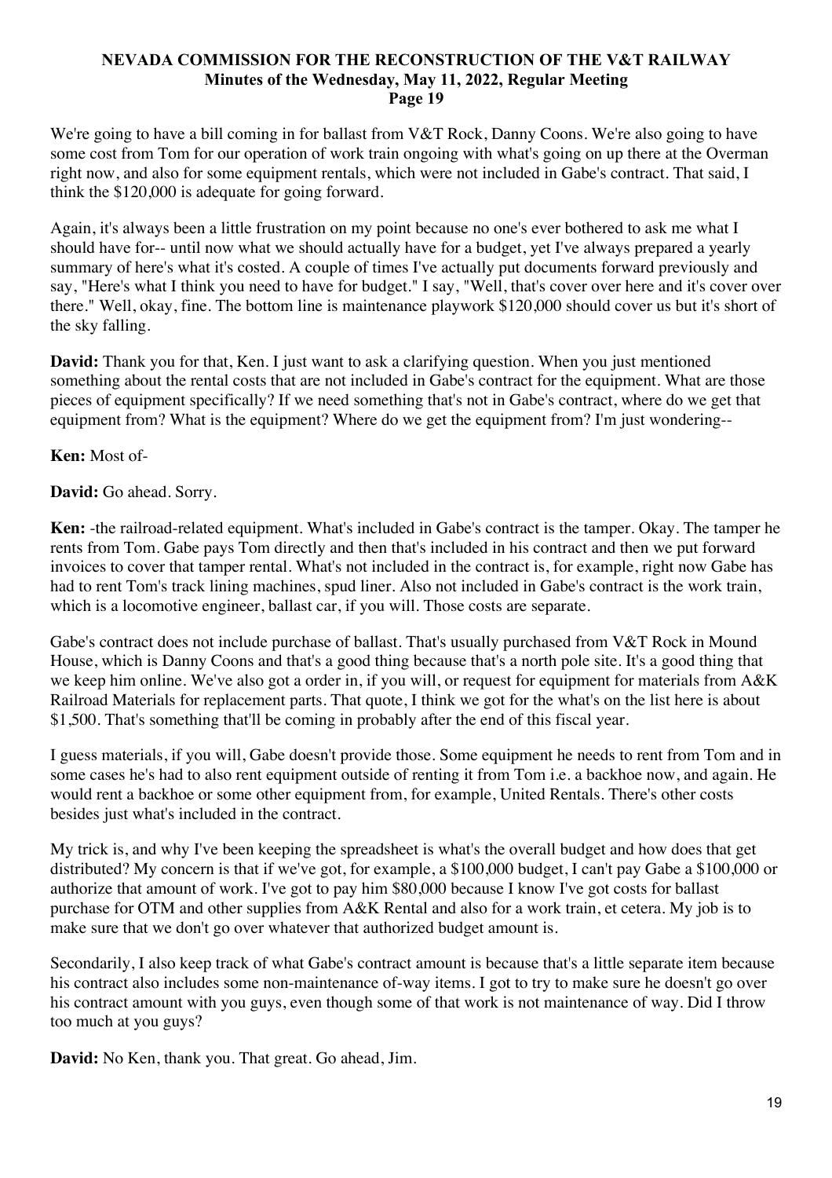We're going to have a bill coming in for ballast from V&T Rock, Danny Coons. We're also going to have some cost from Tom for our operation of work train ongoing with what's going on up there at the Overman right now, and also for some equipment rentals, which were not included in Gabe's contract. That said, I think the $120,000 is adequate for going forward.

Again, it's always been a little frustration on my point because no one's ever bothered to ask me what I should have for-- until now what we should actually have for a budget, yet I've always prepared a yearly summary of here's what it's costed. A couple of times I've actually put documents forward previously and say, "Here's what I think you need to have for budget." I say, "Well, that's cover over here and it's cover over there." Well, okay, fine. The bottom line is maintenance playwork $120,000 should cover us but it's short of the sky falling.

**David:** Thank you for that, Ken. I just want to ask a clarifying question. When you just mentioned something about the rental costs that are not included in Gabe's contract for the equipment. What are those pieces of equipment specifically? If we need something that's not in Gabe's contract, where do we get that equipment from? What is the equipment? Where do we get the equipment from? I'm just wondering--

**Ken:** Most of-

**David:** Go ahead. Sorry.

**Ken:** -the railroad-related equipment. What's included in Gabe's contract is the tamper. Okay. The tamper he rents from Tom. Gabe pays Tom directly and then that's included in his contract and then we put forward invoices to cover that tamper rental. What's not included in the contract is, for example, right now Gabe has had to rent Tom's track lining machines, spud liner. Also not included in Gabe's contract is the work train, which is a locomotive engineer, ballast car, if you will. Those costs are separate.

Gabe's contract does not include purchase of ballast. That's usually purchased from V&T Rock in Mound House, which is Danny Coons and that's a good thing because that's a north pole site. It's a good thing that we keep him online. We've also got a order in, if you will, or request for equipment for materials from A&K Railroad Materials for replacement parts. That quote, I think we got for the what's on the list here is about $1,500. That's something that'll be coming in probably after the end of this fiscal year.

I guess materials, if you will, Gabe doesn't provide those. Some equipment he needs to rent from Tom and in some cases he's had to also rent equipment outside of renting it from Tom i.e. a backhoe now, and again. He would rent a backhoe or some other equipment from, for example, United Rentals. There's other costs besides just what's included in the contract.

My trick is, and why I've been keeping the spreadsheet is what's the overall budget and how does that get distributed? My concern is that if we've got, for example, a $100,000 budget, I can't pay Gabe a $100,000 or authorize that amount of work. I've got to pay him $80,000 because I know I've got costs for ballast purchase for OTM and other supplies from A&K Rental and also for a work train, et cetera. My job is to make sure that we don't go over whatever that authorized budget amount is.

Secondarily, I also keep track of what Gabe's contract amount is because that's a little separate item because his contract also includes some non-maintenance of-way items. I got to try to make sure he doesn't go over his contract amount with you guys, even though some of that work is not maintenance of way. Did I throw too much at you guys?

**David:** No Ken, thank you. That great. Go ahead, Jim.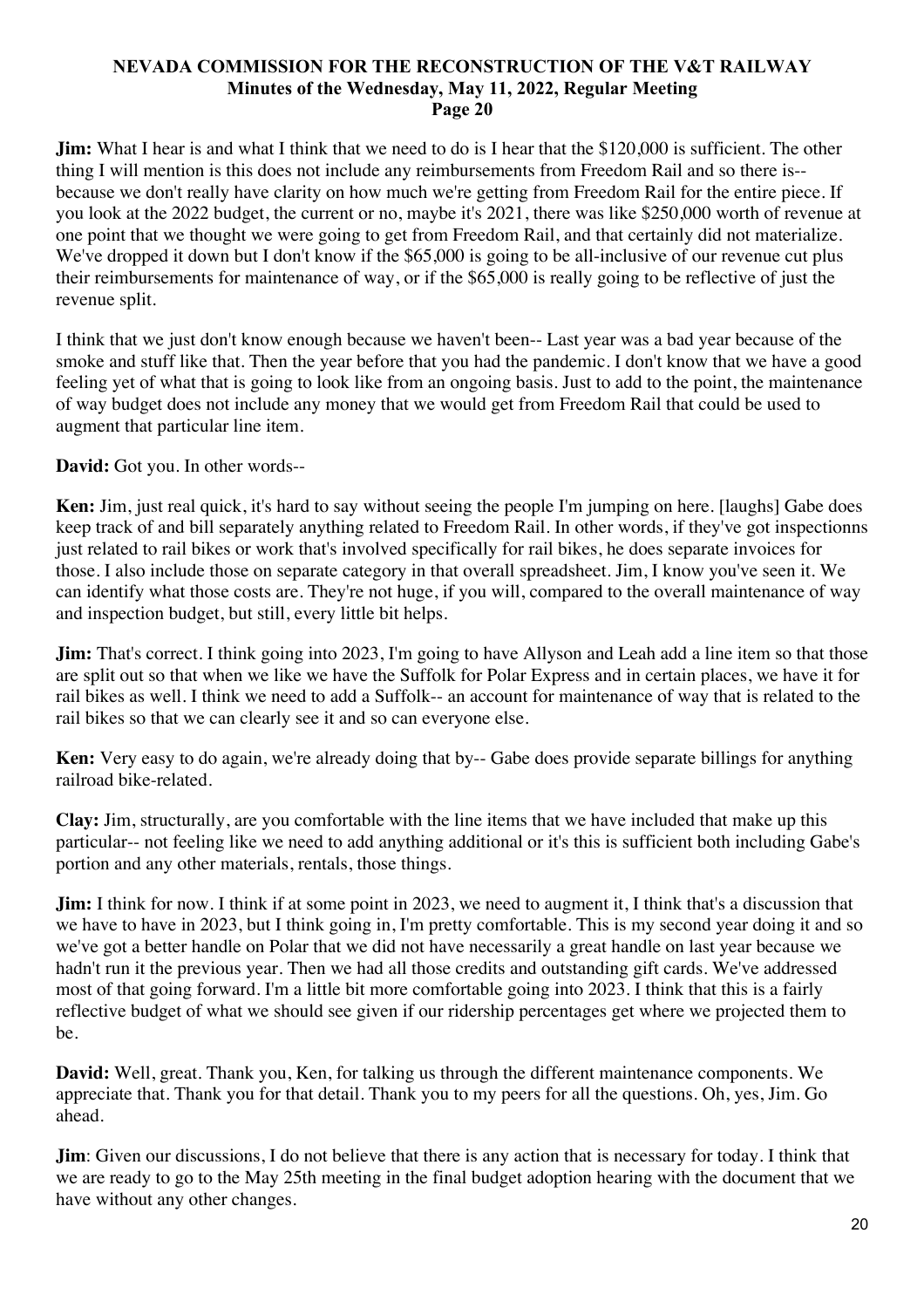**Jim:** What I hear is and what I think that we need to do is I hear that the $120,000 is sufficient. The other thing I will mention is this does not include any reimbursements from Freedom Rail and so there is-- because we don't really have clarity on how much we're getting from Freedom Rail for the entire piece. If you look at the 2022 budget, the current or no, maybe it's 2021, there was like $250,000 worth of revenue at one point that we thought we were going to get from Freedom Rail, and that certainly did not materialize. We've dropped it down but I don't know if the $65,000 is going to be all-inclusive of our revenue cut plus their reimbursements for maintenance of way, or if the $65,000 is really going to be reflective of just the revenue split.

I think that we just don't know enough because we haven't been-- Last year was a bad year because of the smoke and stuff like that. Then the year before that you had the pandemic. I don't know that we have a good feeling yet of what that is going to look like from an ongoing basis. Just to add to the point, the maintenance of way budget does not include any money that we would get from Freedom Rail that could be used to augment that particular line item.

**David:** Got you. In other words--

**Ken:** Jim, just real quick, it's hard to say without seeing the people I'm jumping on here. [laughs] Gabe does keep track of and bill separately anything related to Freedom Rail. In other words, if they've got inspectionns just related to rail bikes or work that's involved specifically for rail bikes, he does separate invoices for those. I also include those on separate category in that overall spreadsheet. Jim, I know you've seen it. We can identify what those costs are. They're not huge, if you will, compared to the overall maintenance of way and inspection budget, but still, every little bit helps.

**Jim:** That's correct. I think going into 2023, I'm going to have Allyson and Leah add a line item so that those are split out so that when we like we have the Suffolk for Polar Express and in certain places, we have it for rail bikes as well. I think we need to add a Suffolk-- an account for maintenance of way that is related to the rail bikes so that we can clearly see it and so can everyone else.

**Ken:** Very easy to do again, we're already doing that by-- Gabe does provide separate billings for anything railroad bike-related.

**Clay:** Jim, structurally, are you comfortable with the line items that we have included that make up this particular-- not feeling like we need to add anything additional or it's this is sufficient both including Gabe's portion and any other materials, rentals, those things.

**Jim:** I think for now. I think if at some point in 2023, we need to augment it, I think that's a discussion that we have to have in 2023, but I think going in, I'm pretty comfortable. This is my second year doing it and so we've got a better handle on Polar that we did not have necessarily a great handle on last year because we hadn't run it the previous year. Then we had all those credits and outstanding gift cards. We've addressed most of that going forward. I'm a little bit more comfortable going into 2023. I think that this is a fairly reflective budget of what we should see given if our ridership percentages get where we projected them to be.

**David:** Well, great. Thank you, Ken, for talking us through the different maintenance components. We appreciate that. Thank you for that detail. Thank you to my peers for all the questions. Oh, yes, Jim. Go ahead.

**Jim**: Given our discussions, I do not believe that there is any action that is necessary for today. I think that we are ready to go to the May 25th meeting in the final budget adoption hearing with the document that we have without any other changes.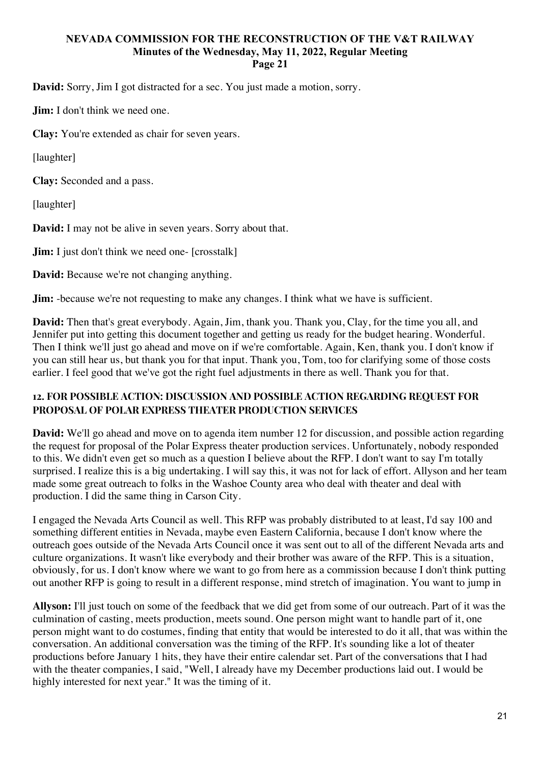**David:** Sorry, Jim I got distracted for a sec. You just made a motion, sorry.

**Jim:** I don't think we need one.

**Clay:** You're extended as chair for seven years.

[laughter]

**Clay:** Seconded and a pass.

[laughter]

**David:** I may not be alive in seven years. Sorry about that.

**Jim:** I just don't think we need one- [crosstalk]

**David:** Because we're not changing anything.

**Jim:** -because we're not requesting to make any changes. I think what we have is sufficient.

**David:** Then that's great everybody. Again, Jim, thank you. Thank you, Clay, for the time you all, and Jennifer put into getting this document together and getting us ready for the budget hearing. Wonderful. Then I think we'll just go ahead and move on if we're comfortable. Again, Ken, thank you. I don't know if you can still hear us, but thank you for that input. Thank you, Tom, too for clarifying some of those costs earlier. I feel good that we've got the right fuel adjustments in there as well. Thank you for that.

## 12. FOR POSSIBLE ACTION: DISCUSSION AND POSSIBLE ACTION REGARDING REQUEST FOR PROPOSAL OF POLAR EXPRESS THEATER PRODUCTION SERVICES

**David:** We'll go ahead and move on to agenda item number 12 for discussion, and possible action regarding the request for proposal of the Polar Express theater production services. Unfortunately, nobody responded to this. We didn't even get so much as a question I believe about the RFP. I don't want to say I'm totally surprised. I realize this is a big undertaking. I will say this, it was not for lack of effort. Allyson and her team made some great outreach to folks in the Washoe County area who deal with theater and deal with production. I did the same thing in Carson City.

I engaged the Nevada Arts Council as well. This RFP was probably distributed to at least, I'd say 100 and something different entities in Nevada, maybe even Eastern California, because I don't know where the outreach goes outside of the Nevada Arts Council once it was sent out to all of the different Nevada arts and culture organizations. It wasn't like everybody and their brother was aware of the RFP. This is a situation, obviously, for us. I don't know where we want to go from here as a commission because I don't think putting out another RFP is going to result in a different response, mind stretch of imagination. You want to jump in

**Allyson:** I'll just touch on some of the feedback that we did get from some of our outreach. Part of it was the culmination of casting, meets production, meets sound. One person might want to handle part of it, one person might want to do costumes, finding that entity that would be interested to do it all, that was within the conversation. An additional conversation was the timing of the RFP. It's sounding like a lot of theater productions before January 1 hits, they have their entire calendar set. Part of the conversations that I had with the theater companies, I said, "Well, I already have my December productions laid out. I would be highly interested for next year." It was the timing of it.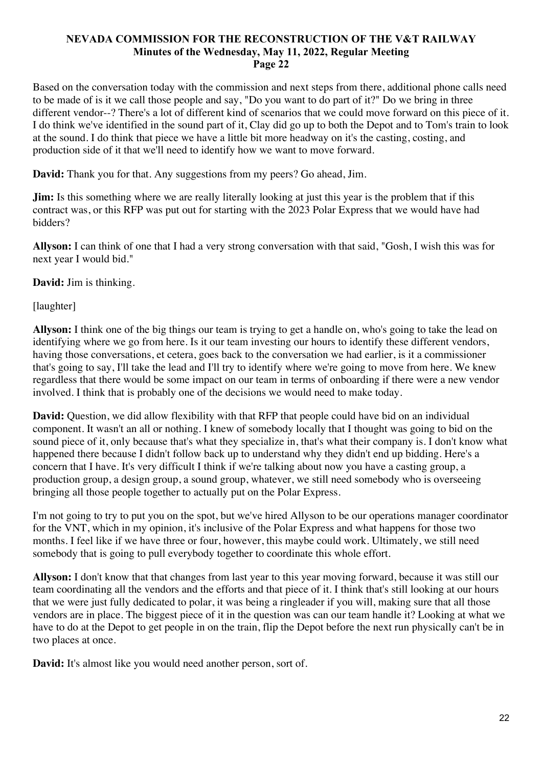Based on the conversation today with the commission and next steps from there, additional phone calls need to be made of is it we call those people and say, "Do you want to do part of it?" Do we bring in three different vendor--? There's a lot of different kind of scenarios that we could move forward on this piece of it. I do think we've identified in the sound part of it, Clay did go up to both the Depot and to Tom's train to look at the sound. I do think that piece we have a little bit more headway on it's the casting, costing, and production side of it that we'll need to identify how we want to move forward.

**David:** Thank you for that. Any suggestions from my peers? Go ahead, Jim.

**Jim:** Is this something where we are really literally looking at just this year is the problem that if this contract was, or this RFP was put out for starting with the 2023 Polar Express that we would have had bidders?

**Allyson:** I can think of one that I had a very strong conversation with that said, "Gosh, I wish this was for next year I would bid."

**David:** Jim is thinking.

[laughter]

**Allyson:** I think one of the big things our team is trying to get a handle on, who's going to take the lead on identifying where we go from here. Is it our team investing our hours to identify these different vendors, having those conversations, et cetera, goes back to the conversation we had earlier, is it a commissioner that's going to say, I'll take the lead and I'll try to identify where we're going to move from here. We knew regardless that there would be some impact on our team in terms of onboarding if there were a new vendor involved. I think that is probably one of the decisions we would need to make today.

**David:** Question, we did allow flexibility with that RFP that people could have bid on an individual component. It wasn't an all or nothing. I knew of somebody locally that I thought was going to bid on the sound piece of it, only because that's what they specialize in, that's what their company is. I don't know what happened there because I didn't follow back up to understand why they didn't end up bidding. Here's a concern that I have. It's very difficult I think if we're talking about now you have a casting group, a production group, a design group, a sound group, whatever, we still need somebody who is overseeing bringing all those people together to actually put on the Polar Express.

I'm not going to try to put you on the spot, but we've hired Allyson to be our operations manager coordinator for the VNT, which in my opinion, it's inclusive of the Polar Express and what happens for those two months. I feel like if we have three or four, however, this maybe could work. Ultimately, we still need somebody that is going to pull everybody together to coordinate this whole effort.

**Allyson:** I don't know that that changes from last year to this year moving forward, because it was still our team coordinating all the vendors and the efforts and that piece of it. I think that's still looking at our hours that we were just fully dedicated to polar, it was being a ringleader if you will, making sure that all those vendors are in place. The biggest piece of it in the question was can our team handle it? Looking at what we have to do at the Depot to get people in on the train, flip the Depot before the next run physically can't be in two places at once.

**David:** It's almost like you would need another person, sort of.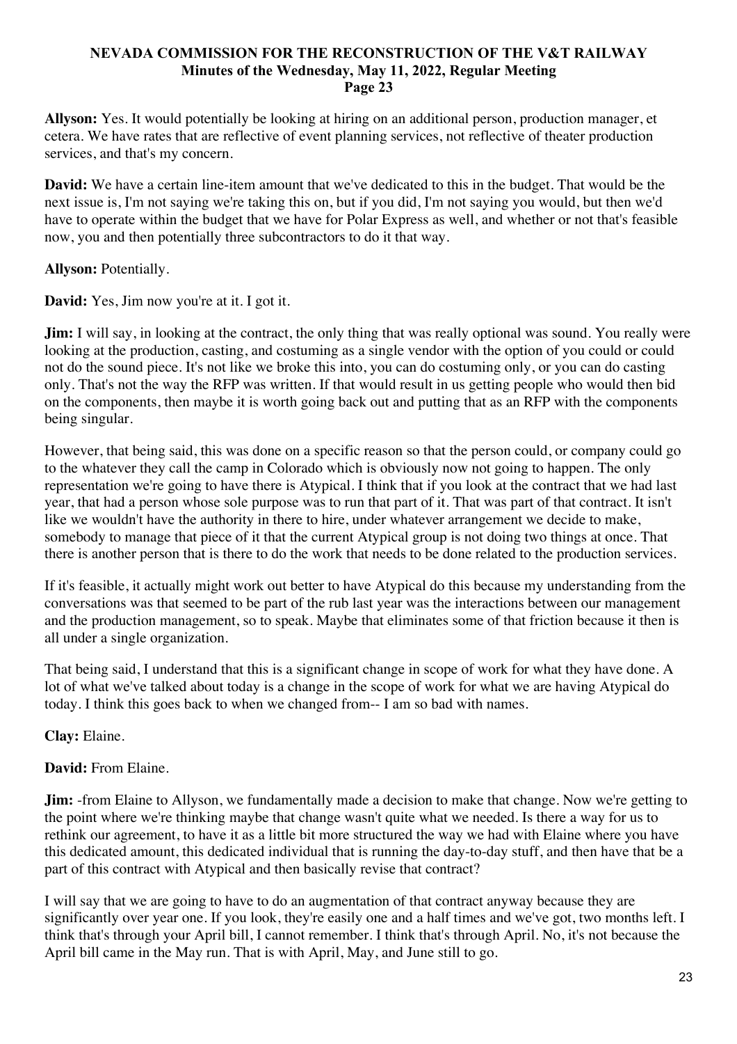**Allyson:** Yes. It would potentially be looking at hiring on an additional person, production manager, et cetera. We have rates that are reflective of event planning services, not reflective of theater production services, and that's my concern.

**David:** We have a certain line-item amount that we've dedicated to this in the budget. That would be the next issue is, I'm not saying we're taking this on, but if you did, I'm not saying you would, but then we'd have to operate within the budget that we have for Polar Express as well, and whether or not that's feasible now, you and then potentially three subcontractors to do it that way.

**Allyson:** Potentially.

**David:** Yes, Jim now you're at it. I got it.

**Jim:** I will say, in looking at the contract, the only thing that was really optional was sound. You really were looking at the production, casting, and costuming as a single vendor with the option of you could or could not do the sound piece. It's not like we broke this into, you can do costuming only, or you can do casting only. That's not the way the RFP was written. If that would result in us getting people who would then bid on the components, then maybe it is worth going back out and putting that as an RFP with the components being singular.

However, that being said, this was done on a specific reason so that the person could, or company could go to the whatever they call the camp in Colorado which is obviously now not going to happen. The only representation we're going to have there is Atypical. I think that if you look at the contract that we had last year, that had a person whose sole purpose was to run that part of it. That was part of that contract. It isn't like we wouldn't have the authority in there to hire, under whatever arrangement we decide to make, somebody to manage that piece of it that the current Atypical group is not doing two things at once. That there is another person that is there to do the work that needs to be done related to the production services.

If it's feasible, it actually might work out better to have Atypical do this because my understanding from the conversations was that seemed to be part of the rub last year was the interactions between our management and the production management, so to speak. Maybe that eliminates some of that friction because it then is all under a single organization.

That being said, I understand that this is a significant change in scope of work for what they have done. A lot of what we've talked about today is a change in the scope of work for what we are having Atypical do today. I think this goes back to when we changed from-- I am so bad with names.

**Clay:** Elaine.

**David:** From Elaine.

**Jim:** -from Elaine to Allyson, we fundamentally made a decision to make that change. Now we're getting to the point where we're thinking maybe that change wasn't quite what we needed. Is there a way for us to rethink our agreement, to have it as a little bit more structured the way we had with Elaine where you have this dedicated amount, this dedicated individual that is running the day-to-day stuff, and then have that be a part of this contract with Atypical and then basically revise that contract?

I will say that we are going to have to do an augmentation of that contract anyway because they are significantly over year one. If you look, they're easily one and a half times and we've got, two months left. I think that's through your April bill, I cannot remember. I think that's through April. No, it's not because the April bill came in the May run. That is with April, May, and June still to go.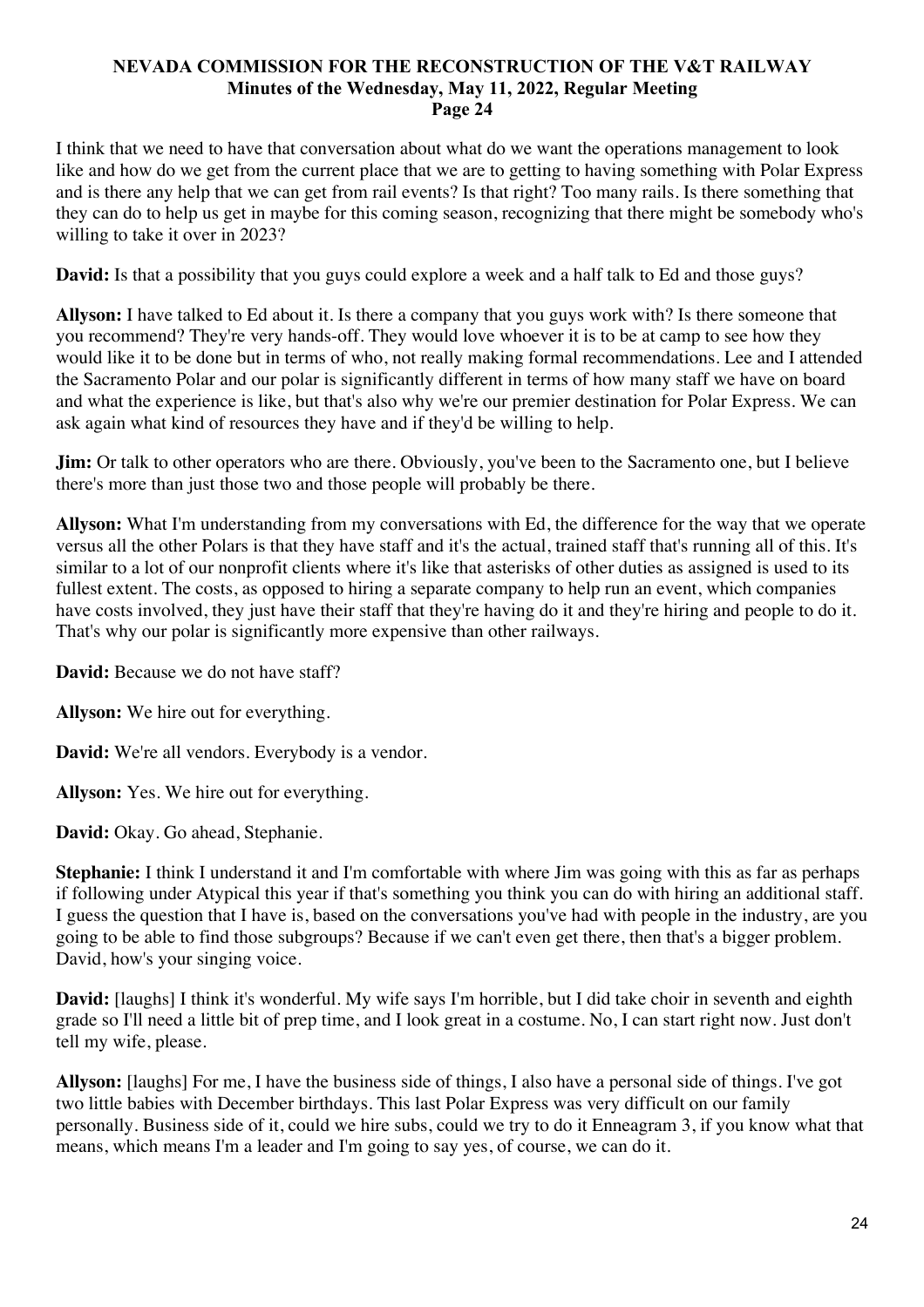I think that we need to have that conversation about what do we want the operations management to look like and how do we get from the current place that we are to getting to having something with Polar Express and is there any help that we can get from rail events? Is that right? Too many rails. Is there something that they can do to help us get in maybe for this coming season, recognizing that there might be somebody who's willing to take it over in 2023?

**David:** Is that a possibility that you guys could explore a week and a half talk to Ed and those guys?

**Allyson:** I have talked to Ed about it. Is there a company that you guys work with? Is there someone that you recommend? They're very hands-off. They would love whoever it is to be at camp to see how they would like it to be done but in terms of who, not really making formal recommendations. Lee and I attended the Sacramento Polar and our polar is significantly different in terms of how many staff we have on board and what the experience is like, but that's also why we're our premier destination for Polar Express. We can ask again what kind of resources they have and if they'd be willing to help.

**Jim:** Or talk to other operators who are there. Obviously, you've been to the Sacramento one, but I believe there's more than just those two and those people will probably be there.

**Allyson:** What I'm understanding from my conversations with Ed, the difference for the way that we operate versus all the other Polars is that they have staff and it's the actual, trained staff that's running all of this. It's similar to a lot of our nonprofit clients where it's like that asterisks of other duties as assigned is used to its fullest extent. The costs, as opposed to hiring a separate company to help run an event, which companies have costs involved, they just have their staff that they're having do it and they're hiring and people to do it. That's why our polar is significantly more expensive than other railways.

**David:** Because we do not have staff?

**Allyson:** We hire out for everything.

**David:** We're all vendors. Everybody is a vendor.

**Allyson:** Yes. We hire out for everything.

**David:** Okay. Go ahead, Stephanie.

**Stephanie:** I think I understand it and I'm comfortable with where Jim was going with this as far as perhaps if following under Atypical this year if that's something you think you can do with hiring an additional staff. I guess the question that I have is, based on the conversations you've had with people in the industry, are you going to be able to find those subgroups? Because if we can't even get there, then that's a bigger problem. David, how's your singing voice.

**David:** [laughs] I think it's wonderful. My wife says I'm horrible, but I did take choir in seventh and eighth grade so I'll need a little bit of prep time, and I look great in a costume. No, I can start right now. Just don't tell my wife, please.

**Allyson:** [laughs] For me, I have the business side of things, I also have a personal side of things. I've got two little babies with December birthdays. This last Polar Express was very difficult on our family personally. Business side of it, could we hire subs, could we try to do it Enneagram 3, if you know what that means, which means I'm a leader and I'm going to say yes, of course, we can do it.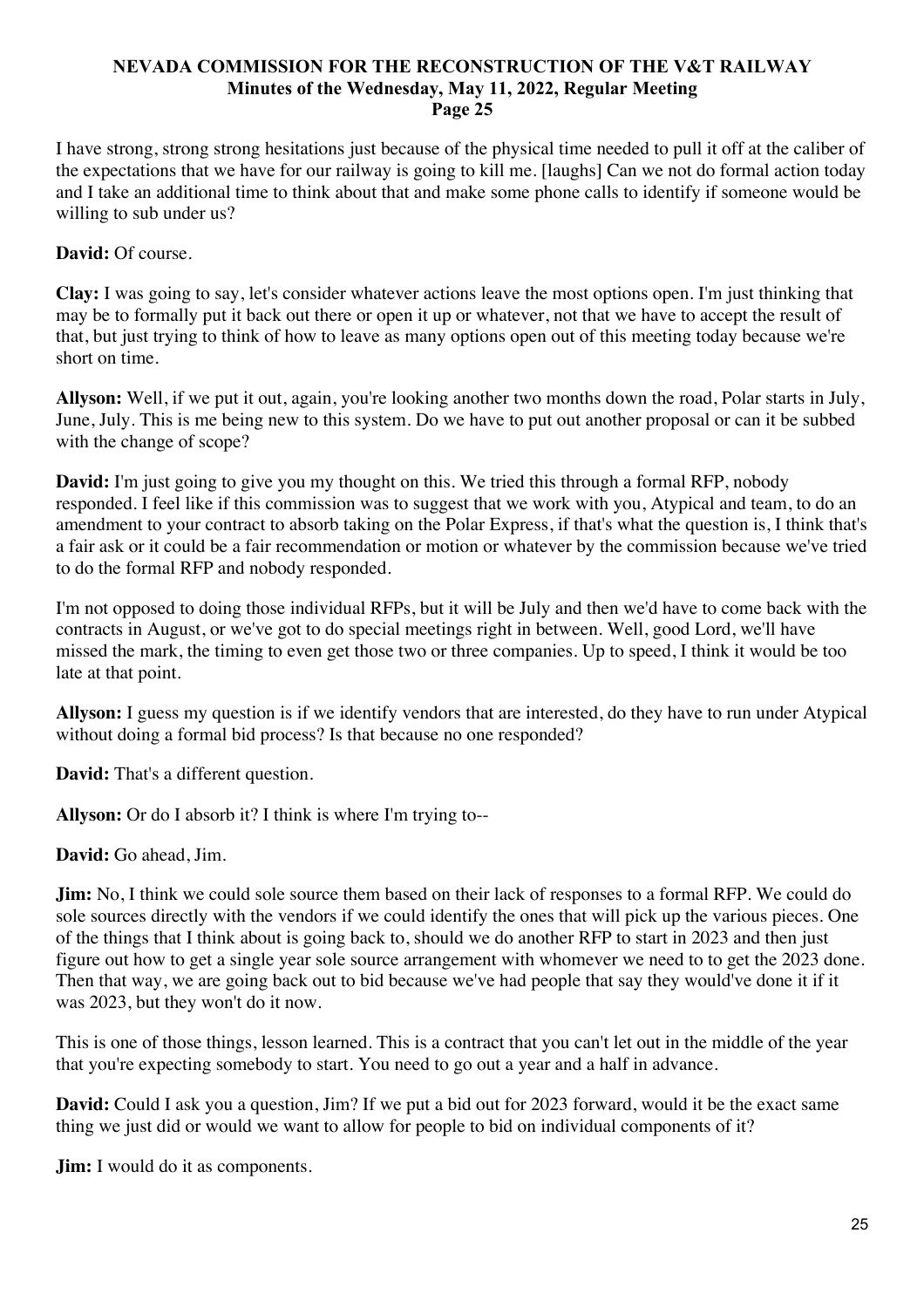I have strong, strong strong hesitations just because of the physical time needed to pull it off at the caliber of the expectations that we have for our railway is going to kill me. [laughs] Can we not do formal action today and I take an additional time to think about that and make some phone calls to identify if someone would be willing to sub under us?

**David:** Of course.

**Clay:** I was going to say, let's consider whatever actions leave the most options open. I'm just thinking that may be to formally put it back out there or open it up or whatever, not that we have to accept the result of that, but just trying to think of how to leave as many options open out of this meeting today because we're short on time.

**Allyson:** Well, if we put it out, again, you're looking another two months down the road, Polar starts in July, June, July. This is me being new to this system. Do we have to put out another proposal or can it be subbed with the change of scope?

**David:** I'm just going to give you my thought on this. We tried this through a formal RFP, nobody responded. I feel like if this commission was to suggest that we work with you, Atypical and team, to do an amendment to your contract to absorb taking on the Polar Express, if that's what the question is, I think that's a fair ask or it could be a fair recommendation or motion or whatever by the commission because we've tried to do the formal RFP and nobody responded.

I'm not opposed to doing those individual RFPs, but it will be July and then we'd have to come back with the contracts in August, or we've got to do special meetings right in between. Well, good Lord, we'll have missed the mark, the timing to even get those two or three companies. Up to speed, I think it would be too late at that point.

**Allyson:** I guess my question is if we identify vendors that are interested, do they have to run under Atypical without doing a formal bid process? Is that because no one responded?

**David:** That's a different question.

**Allyson:** Or do I absorb it? I think is where I'm trying to--

**David:** Go ahead, Jim.

**Jim:** No, I think we could sole source them based on their lack of responses to a formal RFP. We could do sole sources directly with the vendors if we could identify the ones that will pick up the various pieces. One of the things that I think about is going back to, should we do another RFP to start in 2023 and then just figure out how to get a single year sole source arrangement with whomever we need to to get the 2023 done. Then that way, we are going back out to bid because we've had people that say they would've done it if it was 2023, but they won't do it now.

This is one of those things, lesson learned. This is a contract that you can't let out in the middle of the year that you're expecting somebody to start. You need to go out a year and a half in advance.

**David:** Could I ask you a question, Jim? If we put a bid out for 2023 forward, would it be the exact same thing we just did or would we want to allow for people to bid on individual components of it?

**Jim:** I would do it as components.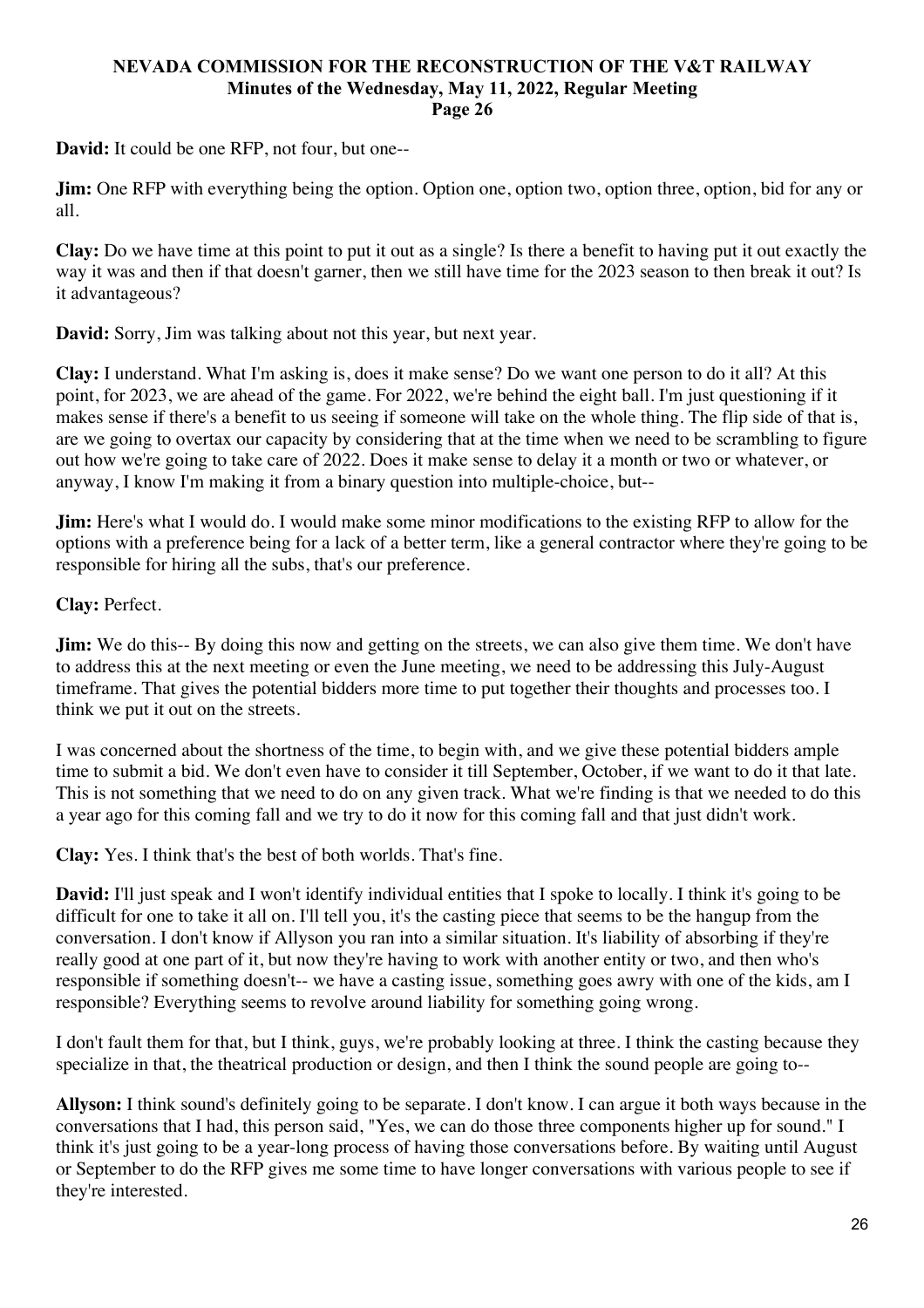**David:** It could be one RFP, not four, but one--

**Jim:** One RFP with everything being the option. Option one, option two, option three, option, bid for any or all.

**Clay:** Do we have time at this point to put it out as a single? Is there a benefit to having put it out exactly the way it was and then if that doesn't garner, then we still have time for the 2023 season to then break it out? Is it advantageous?

**David:** Sorry, Jim was talking about not this year, but next year.

**Clay:** I understand. What I'm asking is, does it make sense? Do we want one person to do it all? At this point, for 2023, we are ahead of the game. For 2022, we're behind the eight ball. I'm just questioning if it makes sense if there's a benefit to us seeing if someone will take on the whole thing. The flip side of that is, are we going to overtax our capacity by considering that at the time when we need to be scrambling to figure out how we're going to take care of 2022. Does it make sense to delay it a month or two or whatever, or anyway, I know I'm making it from a binary question into multiple-choice, but--

**Jim:** Here's what I would do. I would make some minor modifications to the existing RFP to allow for the options with a preference being for a lack of a better term, like a general contractor where they're going to be responsible for hiring all the subs, that's our preference.

**Clay:** Perfect.

**Jim:** We do this-- By doing this now and getting on the streets, we can also give them time. We don't have to address this at the next meeting or even the June meeting, we need to be addressing this July-August timeframe. That gives the potential bidders more time to put together their thoughts and processes too. I think we put it out on the streets.

I was concerned about the shortness of the time, to begin with, and we give these potential bidders ample time to submit a bid. We don't even have to consider it till September, October, if we want to do it that late. This is not something that we need to do on any given track. What we're finding is that we needed to do this a year ago for this coming fall and we try to do it now for this coming fall and that just didn't work.

**Clay:** Yes. I think that's the best of both worlds. That's fine.

**David:** I'll just speak and I won't identify individual entities that I spoke to locally. I think it's going to be difficult for one to take it all on. I'll tell you, it's the casting piece that seems to be the hangup from the conversation. I don't know if Allyson you ran into a similar situation. It's liability of absorbing if they're really good at one part of it, but now they're having to work with another entity or two, and then who's responsible if something doesn't-- we have a casting issue, something goes awry with one of the kids, am I responsible? Everything seems to revolve around liability for something going wrong.

I don't fault them for that, but I think, guys, we're probably looking at three. I think the casting because they specialize in that, the theatrical production or design, and then I think the sound people are going to--

**Allyson:** I think sound's definitely going to be separate. I don't know. I can argue it both ways because in the conversations that I had, this person said, "Yes, we can do those three components higher up for sound." I think it's just going to be a year-long process of having those conversations before. By waiting until August or September to do the RFP gives me some time to have longer conversations with various people to see if they're interested.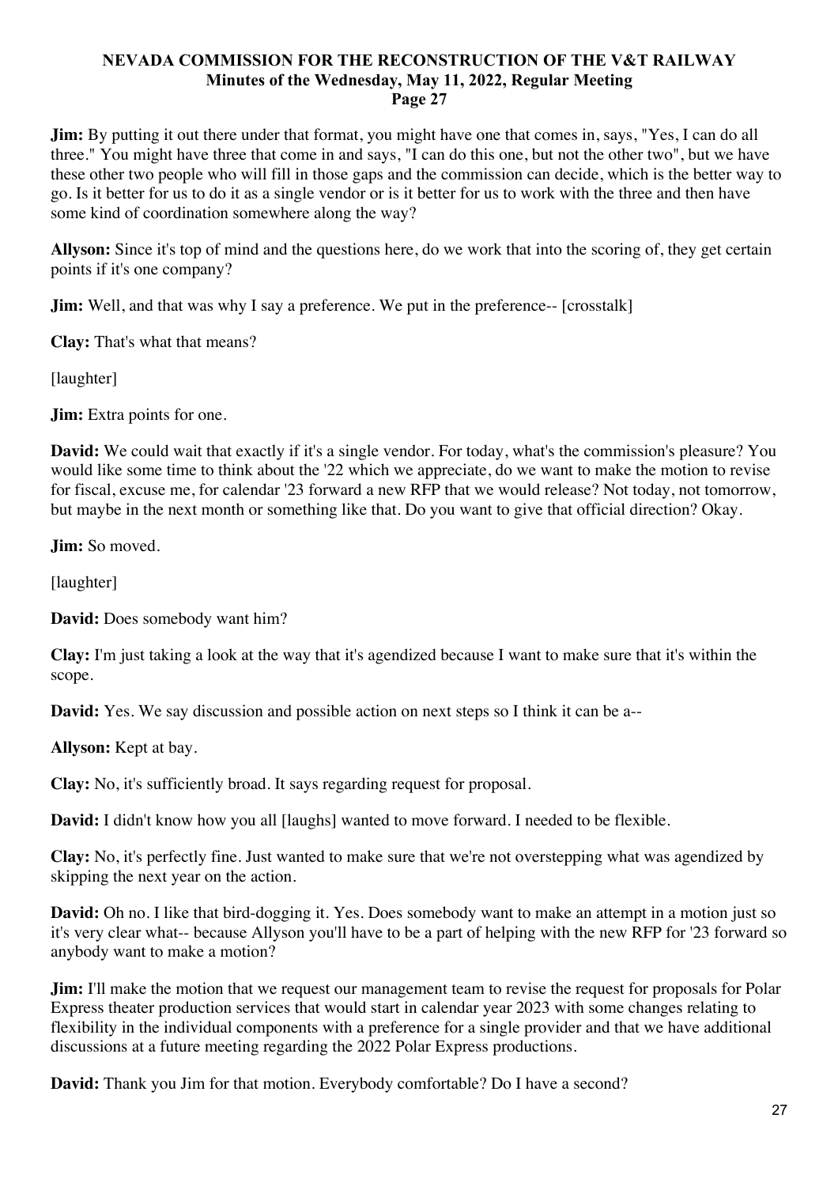**Jim:** By putting it out there under that format, you might have one that comes in, says, "Yes, I can do all three." You might have three that come in and says, "I can do this one, but not the other two", but we have these other two people who will fill in those gaps and the commission can decide, which is the better way to go. Is it better for us to do it as a single vendor or is it better for us to work with the three and then have some kind of coordination somewhere along the way?

**Allyson:** Since it's top of mind and the questions here, do we work that into the scoring of, they get certain points if it's one company?

**Jim:** Well, and that was why I say a preference. We put in the preference-- [crosstalk]

**Clay:** That's what that means?

[laughter]

**Jim:** Extra points for one.

**David:** We could wait that exactly if it's a single vendor. For today, what's the commission's pleasure? You would like some time to think about the '22 which we appreciate, do we want to make the motion to revise for fiscal, excuse me, for calendar '23 forward a new RFP that we would release? Not today, not tomorrow, but maybe in the next month or something like that. Do you want to give that official direction? Okay.

**Jim:** So moved.

[laughter]

**David:** Does somebody want him?

**Clay:** I'm just taking a look at the way that it's agendized because I want to make sure that it's within the scope.

**David:** Yes. We say discussion and possible action on next steps so I think it can be a--

**Allyson:** Kept at bay.

**Clay:** No, it's sufficiently broad. It says regarding request for proposal.

**David:** I didn't know how you all [laughs] wanted to move forward. I needed to be flexible.

**Clay:** No, it's perfectly fine. Just wanted to make sure that we're not overstepping what was agendized by skipping the next year on the action.

**David:** Oh no. I like that bird-dogging it. Yes. Does somebody want to make an attempt in a motion just so it's very clear what-- because Allyson you'll have to be a part of helping with the new RFP for '23 forward so anybody want to make a motion?

**Jim:** I'll make the motion that we request our management team to revise the request for proposals for Polar Express theater production services that would start in calendar year 2023 with some changes relating to flexibility in the individual components with a preference for a single provider and that we have additional discussions at a future meeting regarding the 2022 Polar Express productions.

**David:** Thank you Jim for that motion. Everybody comfortable? Do I have a second?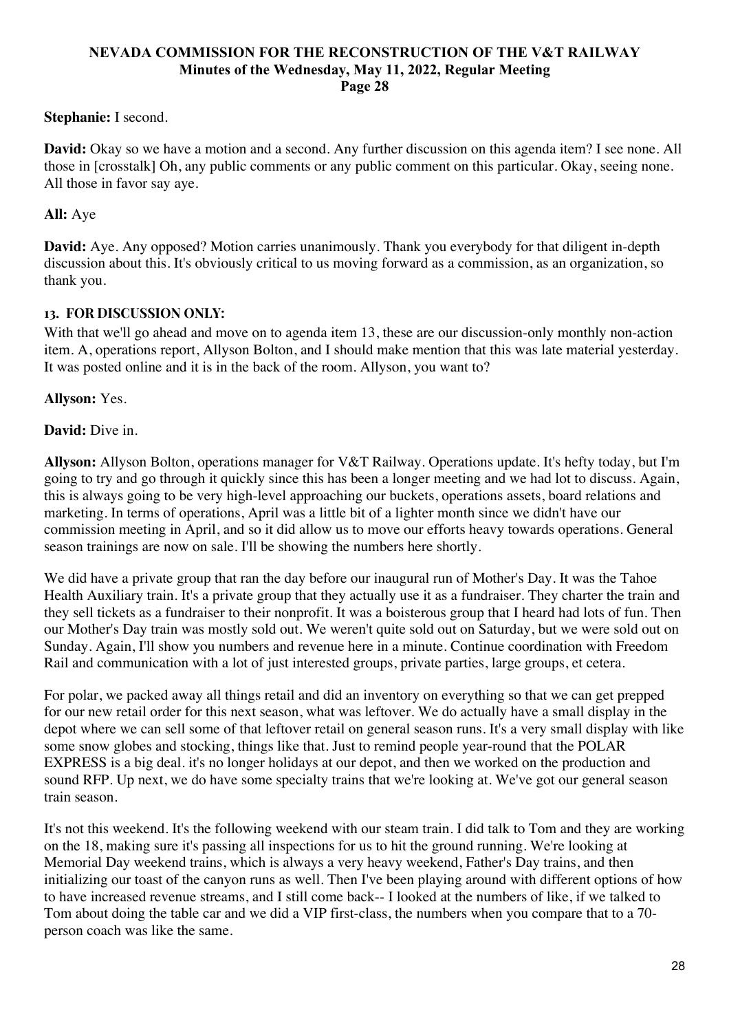**Stephanie:** I second.

**David:** Okay so we have a motion and a second. Any further discussion on this agenda item? I see none. All those in [crosstalk] Oh, any public comments or any public comment on this particular. Okay, seeing none. All those in favor say aye.

**All:** Aye

**David:** Aye. Any opposed? Motion carries unanimously. Thank you everybody for that diligent in-depth discussion about this. It's obviously critical to us moving forward as a commission, as an organization, so thank you.

### 13. FOR DISCUSSION ONLY:

With that we'll go ahead and move on to agenda item 13, these are our discussion-only monthly non-action item. A, operations report, Allyson Bolton, and I should make mention that this was late material yesterday. It was posted online and it is in the back of the room. Allyson, you want to?

**Allyson:** Yes.

**David:** Dive in.

**Allyson:** Allyson Bolton, operations manager for V&T Railway. Operations update. It's hefty today, but I'm going to try and go through it quickly since this has been a longer meeting and we had lot to discuss. Again, this is always going to be very high-level approaching our buckets, operations assets, board relations and marketing. In terms of operations, April was a little bit of a lighter month since we didn't have our commission meeting in April, and so it did allow us to move our efforts heavy towards operations. General season trainings are now on sale. I'll be showing the numbers here shortly.

We did have a private group that ran the day before our inaugural run of Mother's Day. It was the Tahoe Health Auxiliary train. It's a private group that they actually use it as a fundraiser. They charter the train and they sell tickets as a fundraiser to their nonprofit. It was a boisterous group that I heard had lots of fun. Then our Mother's Day train was mostly sold out. We weren't quite sold out on Saturday, but we were sold out on Sunday. Again, I'll show you numbers and revenue here in a minute. Continue coordination with Freedom Rail and communication with a lot of just interested groups, private parties, large groups, et cetera.

For polar, we packed away all things retail and did an inventory on everything so that we can get prepped for our new retail order for this next season, what was leftover. We do actually have a small display in the depot where we can sell some of that leftover retail on general season runs. It's a very small display with like some snow globes and stocking, things like that. Just to remind people year-round that the POLAR EXPRESS is a big deal. it's no longer holidays at our depot, and then we worked on the production and sound RFP. Up next, we do have some specialty trains that we're looking at. We've got our general season train season.

It's not this weekend. It's the following weekend with our steam train. I did talk to Tom and they are working on the 18, making sure it's passing all inspections for us to hit the ground running. We're looking at Memorial Day weekend trains, which is always a very heavy weekend, Father's Day trains, and then initializing our toast of the canyon runs as well. Then I've been playing around with different options of how to have increased revenue streams, and I still come back-- I looked at the numbers of like, if we talked to Tom about doing the table car and we did a VIP first-class, the numbers when you compare that to a 70-person coach was like the same.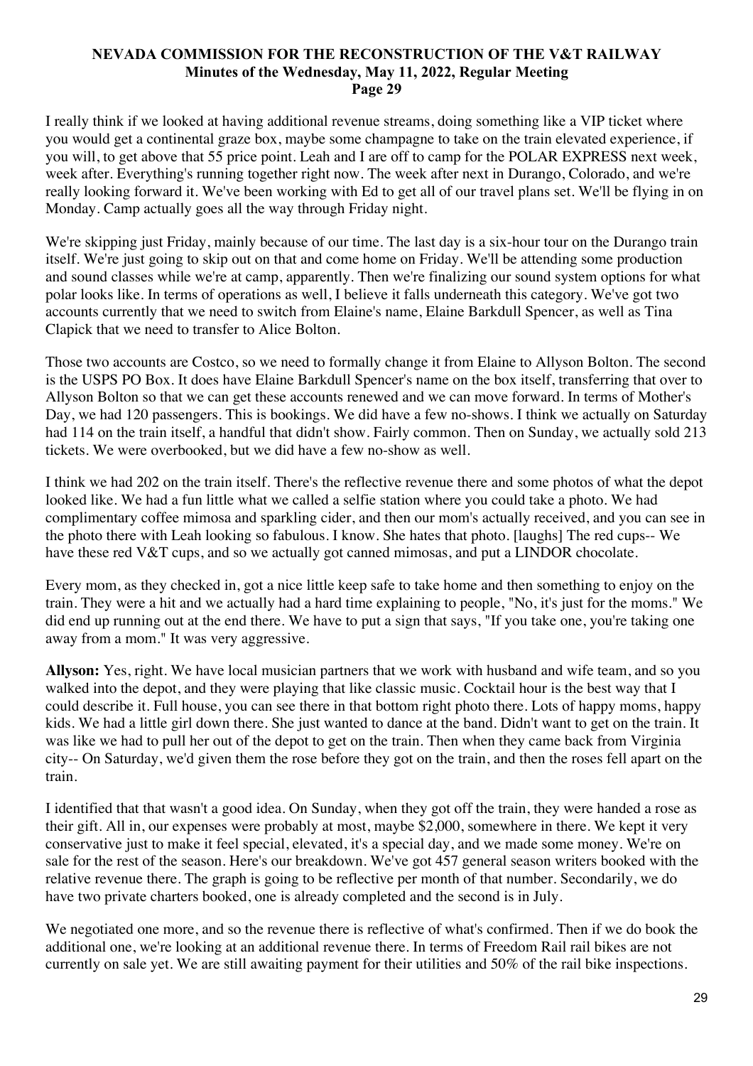I really think if we looked at having additional revenue streams, doing something like a VIP ticket where you would get a continental graze box, maybe some champagne to take on the train elevated experience, if you will, to get above that 55 price point. Leah and I are off to camp for the POLAR EXPRESS next week, week after. Everything's running together right now. The week after next in Durango, Colorado, and we're really looking forward it. We've been working with Ed to get all of our travel plans set. We'll be flying in on Monday. Camp actually goes all the way through Friday night.

We're skipping just Friday, mainly because of our time. The last day is a six-hour tour on the Durango train itself. We're just going to skip out on that and come home on Friday. We'll be attending some production and sound classes while we're at camp, apparently. Then we're finalizing our sound system options for what polar looks like. In terms of operations as well, I believe it falls underneath this category. We've got two accounts currently that we need to switch from Elaine's name, Elaine Barkdull Spencer, as well as Tina Clapick that we need to transfer to Alice Bolton.

Those two accounts are Costco, so we need to formally change it from Elaine to Allyson Bolton. The second is the USPS PO Box. It does have Elaine Barkdull Spencer's name on the box itself, transferring that over to Allyson Bolton so that we can get these accounts renewed and we can move forward. In terms of Mother's Day, we had 120 passengers. This is bookings. We did have a few no-shows. I think we actually on Saturday had 114 on the train itself, a handful that didn't show. Fairly common. Then on Sunday, we actually sold 213 tickets. We were overbooked, but we did have a few no-show as well.

I think we had 202 on the train itself. There's the reflective revenue there and some photos of what the depot looked like. We had a fun little what we called a selfie station where you could take a photo. We had complimentary coffee mimosa and sparkling cider, and then our mom's actually received, and you can see in the photo there with Leah looking so fabulous. I know. She hates that photo. [laughs] The red cups-- We have these red V&T cups, and so we actually got canned mimosas, and put a LINDOR chocolate.

Every mom, as they checked in, got a nice little keep safe to take home and then something to enjoy on the train. They were a hit and we actually had a hard time explaining to people, "No, it's just for the moms." We did end up running out at the end there. We have to put a sign that says, "If you take one, you're taking one away from a mom." It was very aggressive.

**Allyson:** Yes, right. We have local musician partners that we work with husband and wife team, and so you walked into the depot, and they were playing that like classic music. Cocktail hour is the best way that I could describe it. Full house, you can see there in that bottom right photo there. Lots of happy moms, happy kids. We had a little girl down there. She just wanted to dance at the band. Didn't want to get on the train. It was like we had to pull her out of the depot to get on the train. Then when they came back from Virginia city-- On Saturday, we'd given them the rose before they got on the train, and then the roses fell apart on the train.

I identified that that wasn't a good idea. On Sunday, when they got off the train, they were handed a rose as their gift. All in, our expenses were probably at most, maybe $2,000, somewhere in there. We kept it very conservative just to make it feel special, elevated, it's a special day, and we made some money. We're on sale for the rest of the season. Here's our breakdown. We've got 457 general season writers booked with the relative revenue there. The graph is going to be reflective per month of that number. Secondarily, we do have two private charters booked, one is already completed and the second is in July.

We negotiated one more, and so the revenue there is reflective of what's confirmed. Then if we do book the additional one, we're looking at an additional revenue there. In terms of Freedom Rail rail bikes are not currently on sale yet. We are still awaiting payment for their utilities and 50% of the rail bike inspections.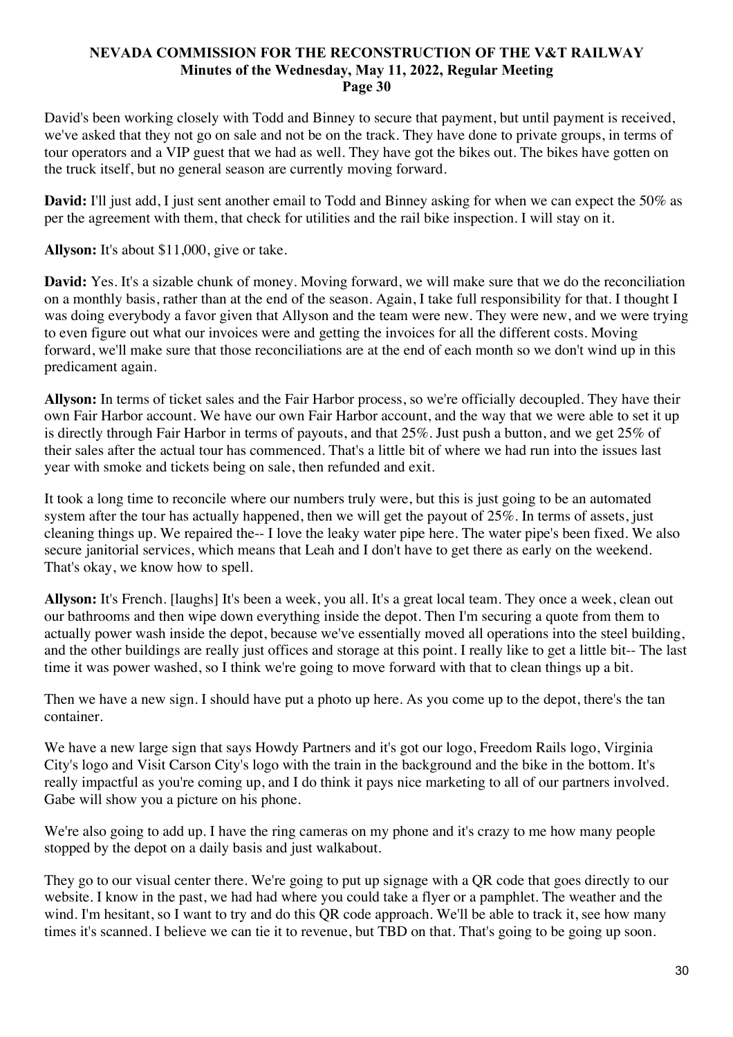David's been working closely with Todd and Binney to secure that payment, but until payment is received, we've asked that they not go on sale and not be on the track. They have done to private groups, in terms of tour operators and a VIP guest that we had as well. They have got the bikes out. The bikes have gotten on the truck itself, but no general season are currently moving forward.

**David:** I'll just add, I just sent another email to Todd and Binney asking for when we can expect the 50% as per the agreement with them, that check for utilities and the rail bike inspection. I will stay on it.

**Allyson:** It's about $11,000, give or take.

**David:** Yes. It's a sizable chunk of money. Moving forward, we will make sure that we do the reconciliation on a monthly basis, rather than at the end of the season. Again, I take full responsibility for that. I thought I was doing everybody a favor given that Allyson and the team were new. They were new, and we were trying to even figure out what our invoices were and getting the invoices for all the different costs. Moving forward, we'll make sure that those reconciliations are at the end of each month so we don't wind up in this predicament again.

**Allyson:** In terms of ticket sales and the Fair Harbor process, so we're officially decoupled. They have their own Fair Harbor account. We have our own Fair Harbor account, and the way that we were able to set it up is directly through Fair Harbor in terms of payouts, and that 25%. Just push a button, and we get 25% of their sales after the actual tour has commenced. That's a little bit of where we had run into the issues last year with smoke and tickets being on sale, then refunded and exit.

It took a long time to reconcile where our numbers truly were, but this is just going to be an automated system after the tour has actually happened, then we will get the payout of 25%. In terms of assets, just cleaning things up. We repaired the-- I love the leaky water pipe here. The water pipe's been fixed. We also secure janitorial services, which means that Leah and I don't have to get there as early on the weekend. That's okay, we know how to spell.

**Allyson:** It's French. [laughs] It's been a week, you all. It's a great local team. They once a week, clean out our bathrooms and then wipe down everything inside the depot. Then I'm securing a quote from them to actually power wash inside the depot, because we've essentially moved all operations into the steel building, and the other buildings are really just offices and storage at this point. I really like to get a little bit-- The last time it was power washed, so I think we're going to move forward with that to clean things up a bit.

Then we have a new sign. I should have put a photo up here. As you come up to the depot, there's the tan container.

We have a new large sign that says Howdy Partners and it's got our logo, Freedom Rails logo, Virginia City's logo and Visit Carson City's logo with the train in the background and the bike in the bottom. It's really impactful as you're coming up, and I do think it pays nice marketing to all of our partners involved. Gabe will show you a picture on his phone.

We're also going to add up. I have the ring cameras on my phone and it's crazy to me how many people stopped by the depot on a daily basis and just walkabout.

They go to our visual center there. We're going to put up signage with a QR code that goes directly to our website. I know in the past, we had had where you could take a flyer or a pamphlet. The weather and the wind. I'm hesitant, so I want to try and do this QR code approach. We'll be able to track it, see how many times it's scanned. I believe we can tie it to revenue, but TBD on that. That's going to be going up soon.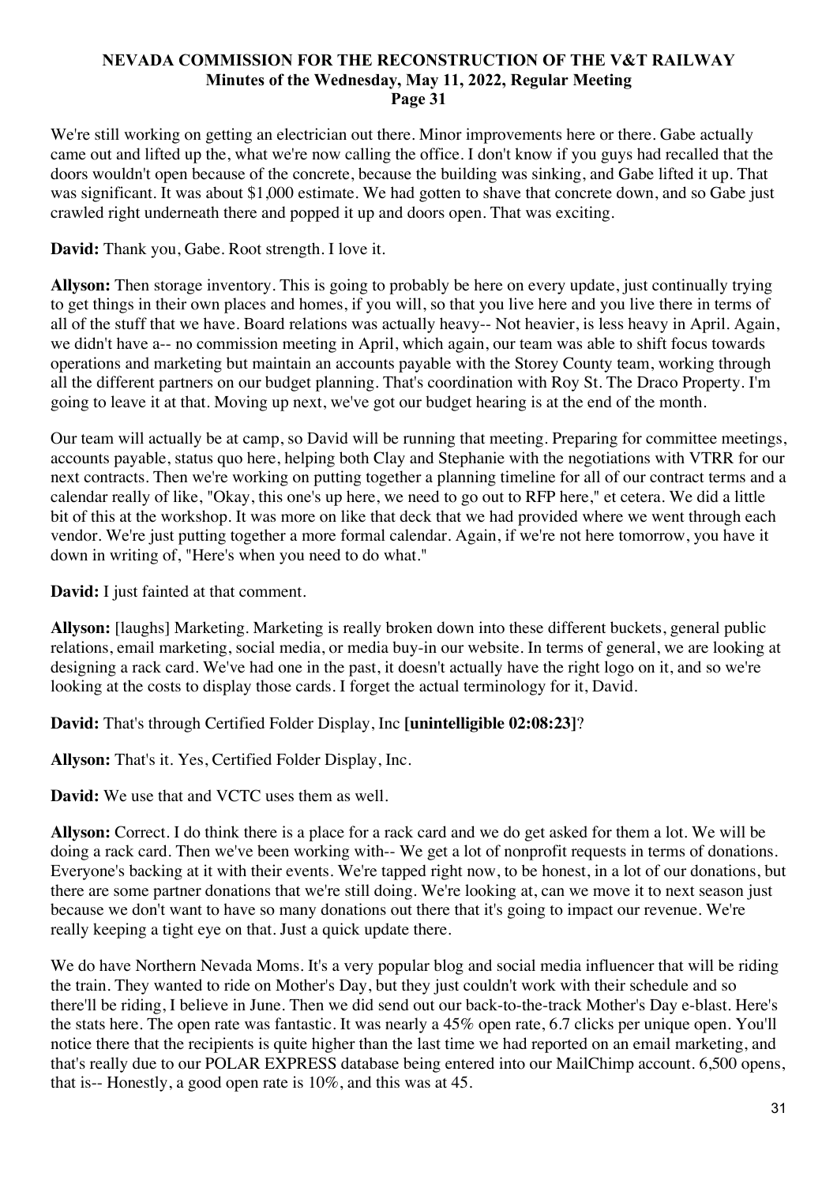We're still working on getting an electrician out there. Minor improvements here or there. Gabe actually came out and lifted up the, what we're now calling the office. I don't know if you guys had recalled that the doors wouldn't open because of the concrete, because the building was sinking, and Gabe lifted it up. That was significant. It was about $1,000 estimate. We had gotten to shave that concrete down, and so Gabe just crawled right underneath there and popped it up and doors open. That was exciting.

**David:** Thank you, Gabe. Root strength. I love it.

**Allyson:** Then storage inventory. This is going to probably be here on every update, just continually trying to get things in their own places and homes, if you will, so that you live here and you live there in terms of all of the stuff that we have. Board relations was actually heavy-- Not heavier, is less heavy in April. Again, we didn't have a-- no commission meeting in April, which again, our team was able to shift focus towards operations and marketing but maintain an accounts payable with the Storey County team, working through all the different partners on our budget planning. That's coordination with Roy St. The Draco Property. I'm going to leave it at that. Moving up next, we've got our budget hearing is at the end of the month.

Our team will actually be at camp, so David will be running that meeting. Preparing for committee meetings, accounts payable, status quo here, helping both Clay and Stephanie with the negotiations with VTRR for our next contracts. Then we're working on putting together a planning timeline for all of our contract terms and a calendar really of like, "Okay, this one's up here, we need to go out to RFP here," et cetera. We did a little bit of this at the workshop. It was more on like that deck that we had provided where we went through each vendor. We're just putting together a more formal calendar. Again, if we're not here tomorrow, you have it down in writing of, "Here's when you need to do what."

**David:** I just fainted at that comment.

**Allyson:** [laughs] Marketing. Marketing is really broken down into these different buckets, general public relations, email marketing, social media, or media buy-in our website. In terms of general, we are looking at designing a rack card. We've had one in the past, it doesn't actually have the right logo on it, and so we're looking at the costs to display those cards. I forget the actual terminology for it, David.

**David:** That's through Certified Folder Display, Inc **[unintelligible 02:08:23]**?

**Allyson:** That's it. Yes, Certified Folder Display, Inc.

**David:** We use that and VCTC uses them as well.

**Allyson:** Correct. I do think there is a place for a rack card and we do get asked for them a lot. We will be doing a rack card. Then we've been working with-- We get a lot of nonprofit requests in terms of donations. Everyone's backing at it with their events. We're tapped right now, to be honest, in a lot of our donations, but there are some partner donations that we're still doing. We're looking at, can we move it to next season just because we don't want to have so many donations out there that it's going to impact our revenue. We're really keeping a tight eye on that. Just a quick update there.

We do have Northern Nevada Moms. It's a very popular blog and social media influencer that will be riding the train. They wanted to ride on Mother's Day, but they just couldn't work with their schedule and so there'll be riding, I believe in June. Then we did send out our back-to-the-track Mother's Day e-blast. Here's the stats here. The open rate was fantastic. It was nearly a 45% open rate, 6.7 clicks per unique open. You'll notice there that the recipients is quite higher than the last time we had reported on an email marketing, and that's really due to our POLAR EXPRESS database being entered into our MailChimp account. 6,500 opens, that is-- Honestly, a good open rate is 10%, and this was at 45.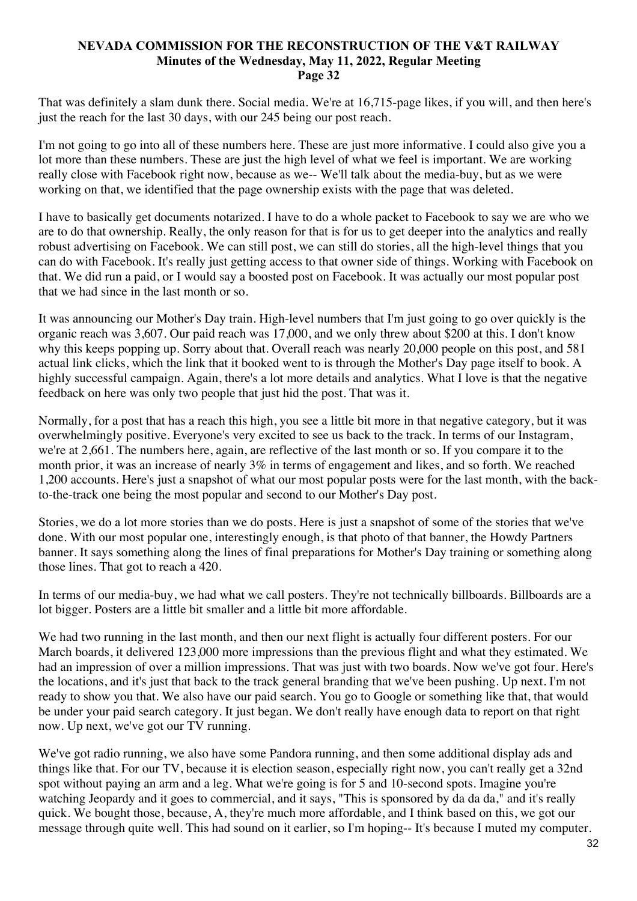That was definitely a slam dunk there. Social media. We're at 16,715-page likes, if you will, and then here's just the reach for the last 30 days, with our 245 being our post reach.

I'm not going to go into all of these numbers here. These are just more informative. I could also give you a lot more than these numbers. These are just the high level of what we feel is important. We are working really close with Facebook right now, because as we-- We'll talk about the media-buy, but as we were working on that, we identified that the page ownership exists with the page that was deleted.

I have to basically get documents notarized. I have to do a whole packet to Facebook to say we are who we are to do that ownership. Really, the only reason for that is for us to get deeper into the analytics and really robust advertising on Facebook. We can still post, we can still do stories, all the high-level things that you can do with Facebook. It's really just getting access to that owner side of things. Working with Facebook on that. We did run a paid, or I would say a boosted post on Facebook. It was actually our most popular post that we had since in the last month or so.

It was announcing our Mother's Day train. High-level numbers that I'm just going to go over quickly is the organic reach was 3,607. Our paid reach was 17,000, and we only threw about $200 at this. I don't know why this keeps popping up. Sorry about that. Overall reach was nearly 20,000 people on this post, and 581 actual link clicks, which the link that it booked went to is through the Mother's Day page itself to book. A highly successful campaign. Again, there's a lot more details and analytics. What I love is that the negative feedback on here was only two people that just hid the post. That was it.

Normally, for a post that has a reach this high, you see a little bit more in that negative category, but it was overwhelmingly positive. Everyone's very excited to see us back to the track. In terms of our Instagram, we're at 2,661. The numbers here, again, are reflective of the last month or so. If you compare it to the month prior, it was an increase of nearly 3% in terms of engagement and likes, and so forth. We reached 1,200 accounts. Here's just a snapshot of what our most popular posts were for the last month, with the back-to-the-track one being the most popular and second to our Mother's Day post.

Stories, we do a lot more stories than we do posts. Here is just a snapshot of some of the stories that we've done. With our most popular one, interestingly enough, is that photo of that banner, the Howdy Partners banner. It says something along the lines of final preparations for Mother's Day training or something along those lines. That got to reach a 420.

In terms of our media-buy, we had what we call posters. They're not technically billboards. Billboards are a lot bigger. Posters are a little bit smaller and a little bit more affordable.

We had two running in the last month, and then our next flight is actually four different posters. For our March boards, it delivered 123,000 more impressions than the previous flight and what they estimated. We had an impression of over a million impressions. That was just with two boards. Now we've got four. Here's the locations, and it's just that back to the track general branding that we've been pushing. Up next. I'm not ready to show you that. We also have our paid search. You go to Google or something like that, that would be under your paid search category. It just began. We don't really have enough data to report on that right now. Up next, we've got our TV running.

We've got radio running, we also have some Pandora running, and then some additional display ads and things like that. For our TV, because it is election season, especially right now, you can't really get a 32nd spot without paying an arm and a leg. What we're going is for 5 and 10-second spots. Imagine you're watching Jeopardy and it goes to commercial, and it says, "This is sponsored by da da da," and it's really quick. We bought those, because, A, they're much more affordable, and I think based on this, we got our message through quite well. This had sound on it earlier, so I'm hoping-- It's because I muted my computer.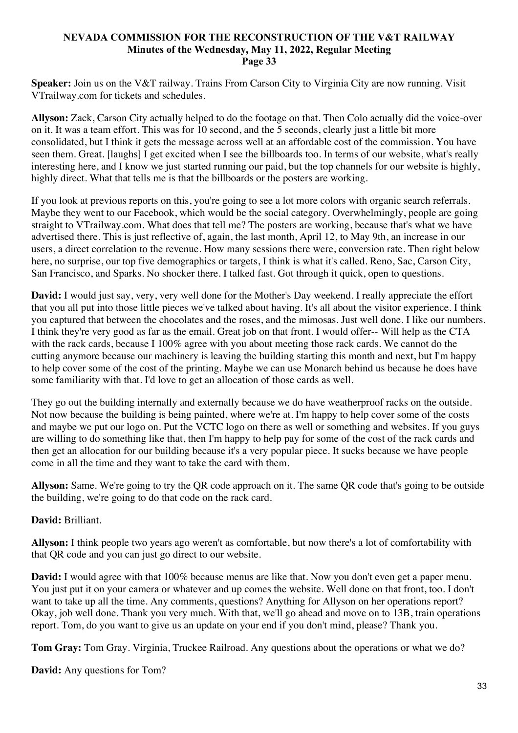**Speaker:** Join us on the V&T railway. Trains From Carson City to Virginia City are now running. Visit VTrailway.com for tickets and schedules.

**Allyson:** Zack, Carson City actually helped to do the footage on that. Then Colo actually did the voice-over on it. It was a team effort. This was for 10 second, and the 5 seconds, clearly just a little bit more consolidated, but I think it gets the message across well at an affordable cost of the commission. You have seen them. Great. [laughs] I get excited when I see the billboards too. In terms of our website, what's really interesting here, and I know we just started running our paid, but the top channels for our website is highly, highly direct. What that tells me is that the billboards or the posters are working.

If you look at previous reports on this, you're going to see a lot more colors with organic search referrals. Maybe they went to our Facebook, which would be the social category. Overwhelmingly, people are going straight to VTrailway.com. What does that tell me? The posters are working, because that's what we have advertised there. This is just reflective of, again, the last month, April 12, to May 9th, an increase in our users, a direct correlation to the revenue. How many sessions there were, conversion rate. Then right below here, no surprise, our top five demographics or targets, I think is what it's called. Reno, Sac, Carson City, San Francisco, and Sparks. No shocker there. I talked fast. Got through it quick, open to questions.

**David:** I would just say, very, very well done for the Mother's Day weekend. I really appreciate the effort that you all put into those little pieces we've talked about having. It's all about the visitor experience. I think you captured that between the chocolates and the roses, and the mimosas. Just well done. I like our numbers. I think they're very good as far as the email. Great job on that front. I would offer-- Will help as the CTA with the rack cards, because I 100% agree with you about meeting those rack cards. We cannot do the cutting anymore because our machinery is leaving the building starting this month and next, but I'm happy to help cover some of the cost of the printing. Maybe we can use Monarch behind us because he does have some familiarity with that. I'd love to get an allocation of those cards as well.

They go out the building internally and externally because we do have weatherproof racks on the outside. Not now because the building is being painted, where we're at. I'm happy to help cover some of the costs and maybe we put our logo on. Put the VCTC logo on there as well or something and websites. If you guys are willing to do something like that, then I'm happy to help pay for some of the cost of the rack cards and then get an allocation for our building because it's a very popular piece. It sucks because we have people come in all the time and they want to take the card with them.

**Allyson:** Same. We're going to try the QR code approach on it. The same QR code that's going to be outside the building, we're going to do that code on the rack card.

**David:** Brilliant.

**Allyson:** I think people two years ago weren't as comfortable, but now there's a lot of comfortability with that QR code and you can just go direct to our website.

**David:** I would agree with that 100% because menus are like that. Now you don't even get a paper menu. You just put it on your camera or whatever and up comes the website. Well done on that front, too. I don't want to take up all the time. Any comments, questions? Anything for Allyson on her operations report? Okay, job well done. Thank you very much. With that, we'll go ahead and move on to 13B, train operations report. Tom, do you want to give us an update on your end if you don't mind, please? Thank you.

**Tom Gray:** Tom Gray. Virginia, Truckee Railroad. Any questions about the operations or what we do?

**David:** Any questions for Tom?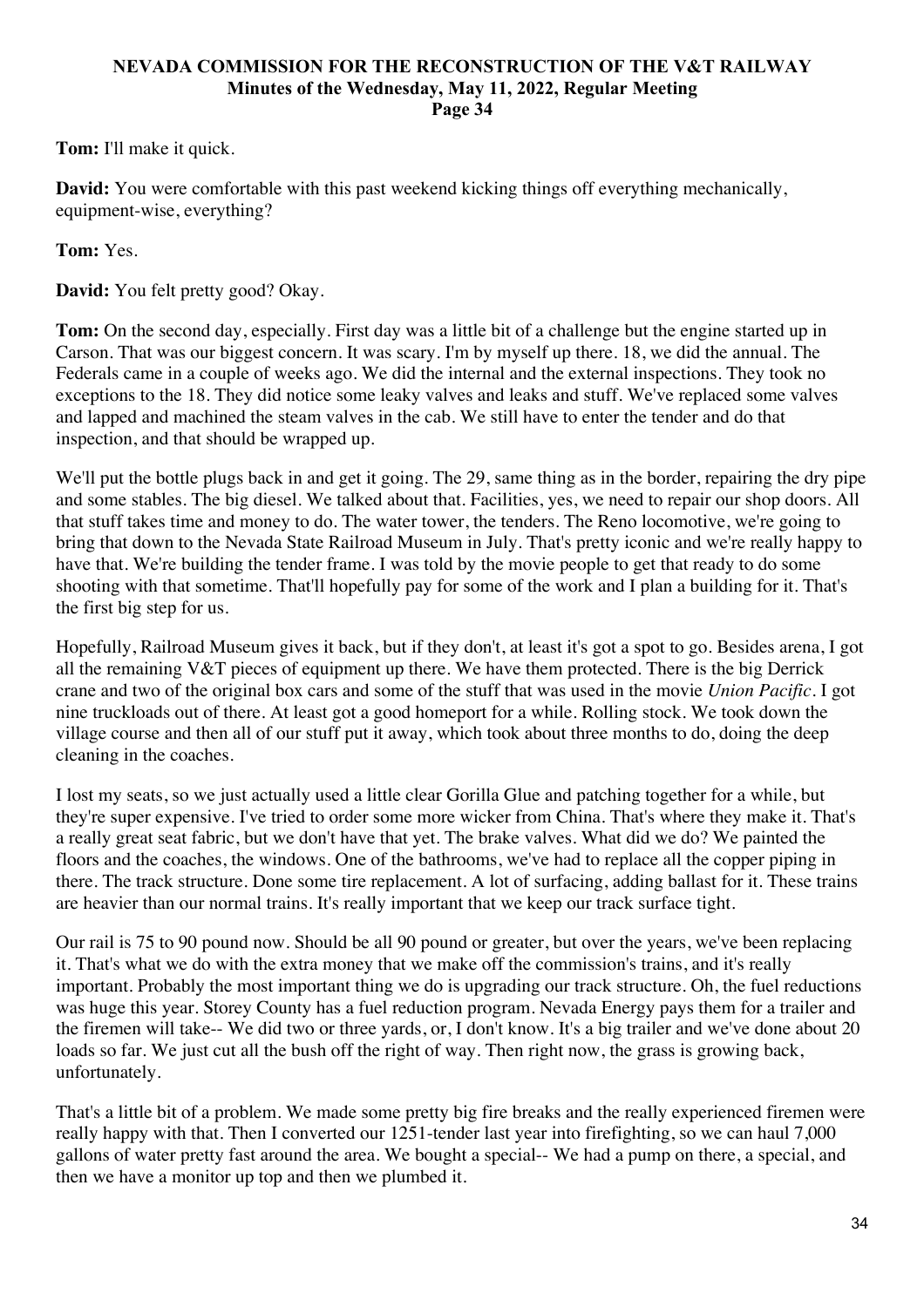**Tom:** I'll make it quick.

**David:** You were comfortable with this past weekend kicking things off everything mechanically, equipment-wise, everything?

**Tom:** Yes.

**David:** You felt pretty good? Okay.

**Tom:** On the second day, especially. First day was a little bit of a challenge but the engine started up in Carson. That was our biggest concern. It was scary. I'm by myself up there. 18, we did the annual. The Federals came in a couple of weeks ago. We did the internal and the external inspections. They took no exceptions to the 18. They did notice some leaky valves and leaks and stuff. We've replaced some valves and lapped and machined the steam valves in the cab. We still have to enter the tender and do that inspection, and that should be wrapped up.

We'll put the bottle plugs back in and get it going. The 29, same thing as in the border, repairing the dry pipe and some stables. The big diesel. We talked about that. Facilities, yes, we need to repair our shop doors. All that stuff takes time and money to do. The water tower, the tenders. The Reno locomotive, we're going to bring that down to the Nevada State Railroad Museum in July. That's pretty iconic and we're really happy to have that. We're building the tender frame. I was told by the movie people to get that ready to do some shooting with that sometime. That'll hopefully pay for some of the work and I plan a building for it. That's the first big step for us.

Hopefully, Railroad Museum gives it back, but if they don't, at least it's got a spot to go. Besides arena, I got all the remaining V&T pieces of equipment up there. We have them protected. There is the big Derrick crane and two of the original box cars and some of the stuff that was used in the movie *Union Pacific*. I got nine truckloads out of there. At least got a good homeport for a while. Rolling stock. We took down the village course and then all of our stuff put it away, which took about three months to do, doing the deep cleaning in the coaches.

I lost my seats, so we just actually used a little clear Gorilla Glue and patching together for a while, but they're super expensive. I've tried to order some more wicker from China. That's where they make it. That's a really great seat fabric, but we don't have that yet. The brake valves. What did we do? We painted the floors and the coaches, the windows. One of the bathrooms, we've had to replace all the copper piping in there. The track structure. Done some tire replacement. A lot of surfacing, adding ballast for it. These trains are heavier than our normal trains. It's really important that we keep our track surface tight.

Our rail is 75 to 90 pound now. Should be all 90 pound or greater, but over the years, we've been replacing it. That's what we do with the extra money that we make off the commission's trains, and it's really important. Probably the most important thing we do is upgrading our track structure. Oh, the fuel reductions was huge this year. Storey County has a fuel reduction program. Nevada Energy pays them for a trailer and the firemen will take-- We did two or three yards, or, I don't know. It's a big trailer and we've done about 20 loads so far. We just cut all the bush off the right of way. Then right now, the grass is growing back, unfortunately.

That's a little bit of a problem. We made some pretty big fire breaks and the really experienced firemen were really happy with that. Then I converted our 1251-tender last year into firefighting, so we can haul 7,000 gallons of water pretty fast around the area. We bought a special-- We had a pump on there, a special, and then we have a monitor up top and then we plumbed it.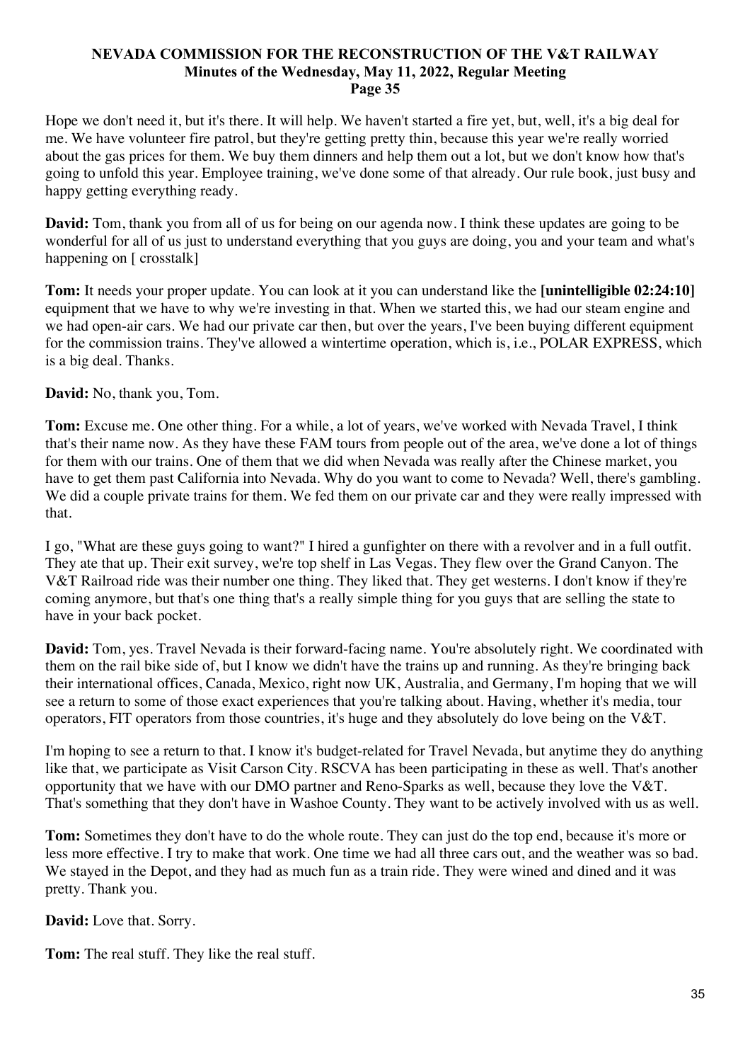Hope we don't need it, but it's there. It will help. We haven't started a fire yet, but, well, it's a big deal for me. We have volunteer fire patrol, but they're getting pretty thin, because this year we're really worried about the gas prices for them. We buy them dinners and help them out a lot, but we don't know how that's going to unfold this year. Employee training, we've done some of that already. Our rule book, just busy and happy getting everything ready.

**David:** Tom, thank you from all of us for being on our agenda now. I think these updates are going to be wonderful for all of us just to understand everything that you guys are doing, you and your team and what's happening on [ crosstalk]

**Tom:** It needs your proper update. You can look at it you can understand like the **[unintelligible 02:24:10]** equipment that we have to why we're investing in that. When we started this, we had our steam engine and we had open-air cars. We had our private car then, but over the years, I've been buying different equipment for the commission trains. They've allowed a wintertime operation, which is, i.e., POLAR EXPRESS, which is a big deal. Thanks.

**David:** No, thank you, Tom.

**Tom:** Excuse me. One other thing. For a while, a lot of years, we've worked with Nevada Travel, I think that's their name now. As they have these FAM tours from people out of the area, we've done a lot of things for them with our trains. One of them that we did when Nevada was really after the Chinese market, you have to get them past California into Nevada. Why do you want to come to Nevada? Well, there's gambling. We did a couple private trains for them. We fed them on our private car and they were really impressed with that.

I go, "What are these guys going to want?" I hired a gunfighter on there with a revolver and in a full outfit. They ate that up. Their exit survey, we're top shelf in Las Vegas. They flew over the Grand Canyon. The V&T Railroad ride was their number one thing. They liked that. They get westerns. I don't know if they're coming anymore, but that's one thing that's a really simple thing for you guys that are selling the state to have in your back pocket.

**David:** Tom, yes. Travel Nevada is their forward-facing name. You're absolutely right. We coordinated with them on the rail bike side of, but I know we didn't have the trains up and running. As they're bringing back their international offices, Canada, Mexico, right now UK, Australia, and Germany, I'm hoping that we will see a return to some of those exact experiences that you're talking about. Having, whether it's media, tour operators, FIT operators from those countries, it's huge and they absolutely do love being on the V&T.

I'm hoping to see a return to that. I know it's budget-related for Travel Nevada, but anytime they do anything like that, we participate as Visit Carson City. RSCVA has been participating in these as well. That's another opportunity that we have with our DMO partner and Reno-Sparks as well, because they love the V&T. That's something that they don't have in Washoe County. They want to be actively involved with us as well.

**Tom:** Sometimes they don't have to do the whole route. They can just do the top end, because it's more or less more effective. I try to make that work. One time we had all three cars out, and the weather was so bad. We stayed in the Depot, and they had as much fun as a train ride. They were wined and dined and it was pretty. Thank you.

**David:** Love that. Sorry.

**Tom:** The real stuff. They like the real stuff.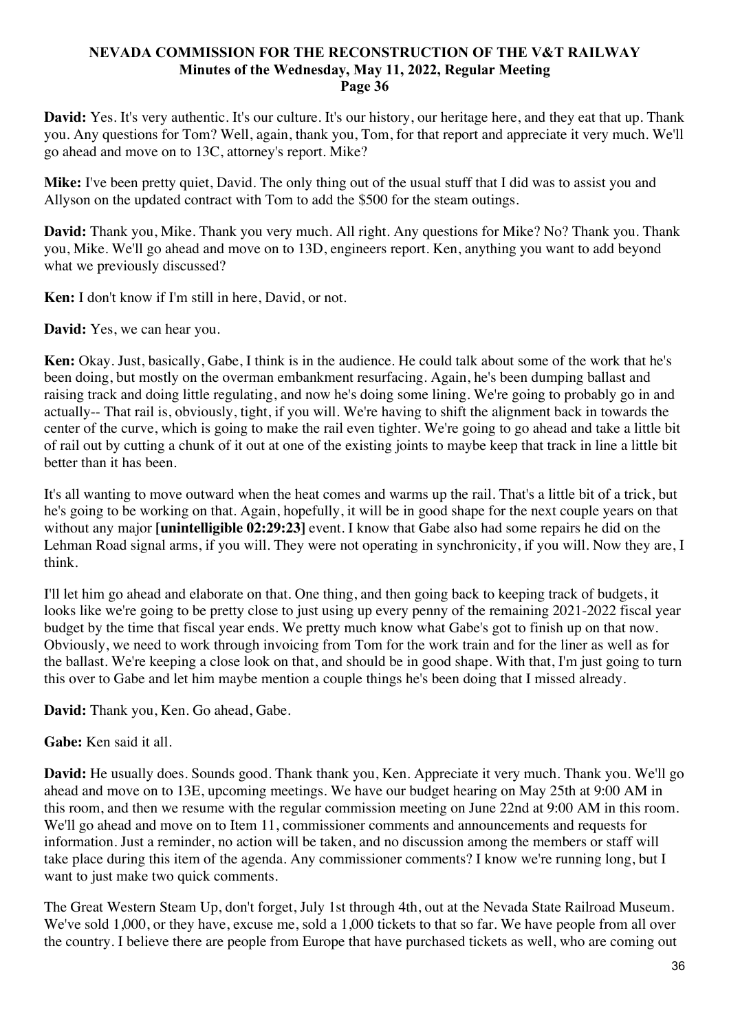**David:** Yes. It's very authentic. It's our culture. It's our history, our heritage here, and they eat that up. Thank you. Any questions for Tom? Well, again, thank you, Tom, for that report and appreciate it very much. We'll go ahead and move on to 13C, attorney's report. Mike?

**Mike:** I've been pretty quiet, David. The only thing out of the usual stuff that I did was to assist you and Allyson on the updated contract with Tom to add the $500 for the steam outings.

**David:** Thank you, Mike. Thank you very much. All right. Any questions for Mike? No? Thank you. Thank you, Mike. We'll go ahead and move on to 13D, engineers report. Ken, anything you want to add beyond what we previously discussed?

**Ken:** I don't know if I'm still in here, David, or not.

**David:** Yes, we can hear you.

**Ken:** Okay. Just, basically, Gabe, I think is in the audience. He could talk about some of the work that he's been doing, but mostly on the overman embankment resurfacing. Again, he's been dumping ballast and raising track and doing little regulating, and now he's doing some lining. We're going to probably go in and actually-- That rail is, obviously, tight, if you will. We're having to shift the alignment back in towards the center of the curve, which is going to make the rail even tighter. We're going to go ahead and take a little bit of rail out by cutting a chunk of it out at one of the existing joints to maybe keep that track in line a little bit better than it has been.

It's all wanting to move outward when the heat comes and warms up the rail. That's a little bit of a trick, but he's going to be working on that. Again, hopefully, it will be in good shape for the next couple years on that without any major **[unintelligible 02:29:23]** event. I know that Gabe also had some repairs he did on the Lehman Road signal arms, if you will. They were not operating in synchronicity, if you will. Now they are, I think.

I'll let him go ahead and elaborate on that. One thing, and then going back to keeping track of budgets, it looks like we're going to be pretty close to just using up every penny of the remaining 2021-2022 fiscal year budget by the time that fiscal year ends. We pretty much know what Gabe's got to finish up on that now. Obviously, we need to work through invoicing from Tom for the work train and for the liner as well as for the ballast. We're keeping a close look on that, and should be in good shape. With that, I'm just going to turn this over to Gabe and let him maybe mention a couple things he's been doing that I missed already.

**David:** Thank you, Ken. Go ahead, Gabe.

**Gabe:** Ken said it all.

**David:** He usually does. Sounds good. Thank thank you, Ken. Appreciate it very much. Thank you. We'll go ahead and move on to 13E, upcoming meetings. We have our budget hearing on May 25th at 9:00 AM in this room, and then we resume with the regular commission meeting on June 22nd at 9:00 AM in this room. We'll go ahead and move on to Item 11, commissioner comments and announcements and requests for information. Just a reminder, no action will be taken, and no discussion among the members or staff will take place during this item of the agenda. Any commissioner comments? I know we're running long, but I want to just make two quick comments.

The Great Western Steam Up, don't forget, July 1st through 4th, out at the Nevada State Railroad Museum. We've sold 1,000, or they have, excuse me, sold a 1,000 tickets to that so far. We have people from all over the country. I believe there are people from Europe that have purchased tickets as well, who are coming out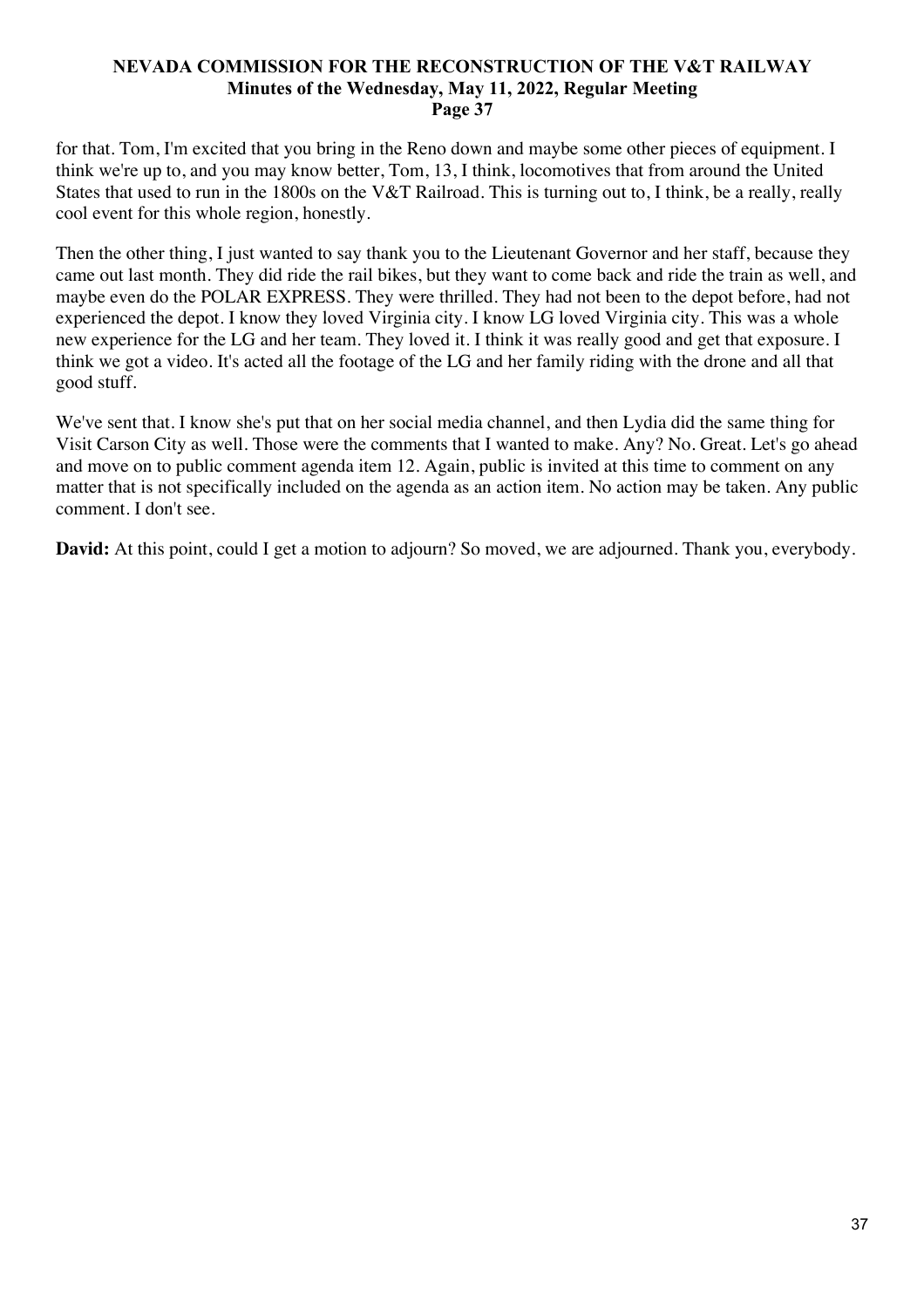for that. Tom, I'm excited that you bring in the Reno down and maybe some other pieces of equipment. I think we're up to, and you may know better, Tom, 13, I think, locomotives that from around the United States that used to run in the 1800s on the V&T Railroad. This is turning out to, I think, be a really, really cool event for this whole region, honestly.

Then the other thing, I just wanted to say thank you to the Lieutenant Governor and her staff, because they came out last month. They did ride the rail bikes, but they want to come back and ride the train as well, and maybe even do the POLAR EXPRESS. They were thrilled. They had not been to the depot before, had not experienced the depot. I know they loved Virginia city. I know LG loved Virginia city. This was a whole new experience for the LG and her team. They loved it. I think it was really good and get that exposure. I think we got a video. It's acted all the footage of the LG and her family riding with the drone and all that good stuff.

We've sent that. I know she's put that on her social media channel, and then Lydia did the same thing for Visit Carson City as well. Those were the comments that I wanted to make. Any? No. Great. Let's go ahead and move on to public comment agenda item 12. Again, public is invited at this time to comment on any matter that is not specifically included on the agenda as an action item. No action may be taken. Any public comment. I don't see.

**David:** At this point, could I get a motion to adjourn? So moved, we are adjourned. Thank you, everybody.